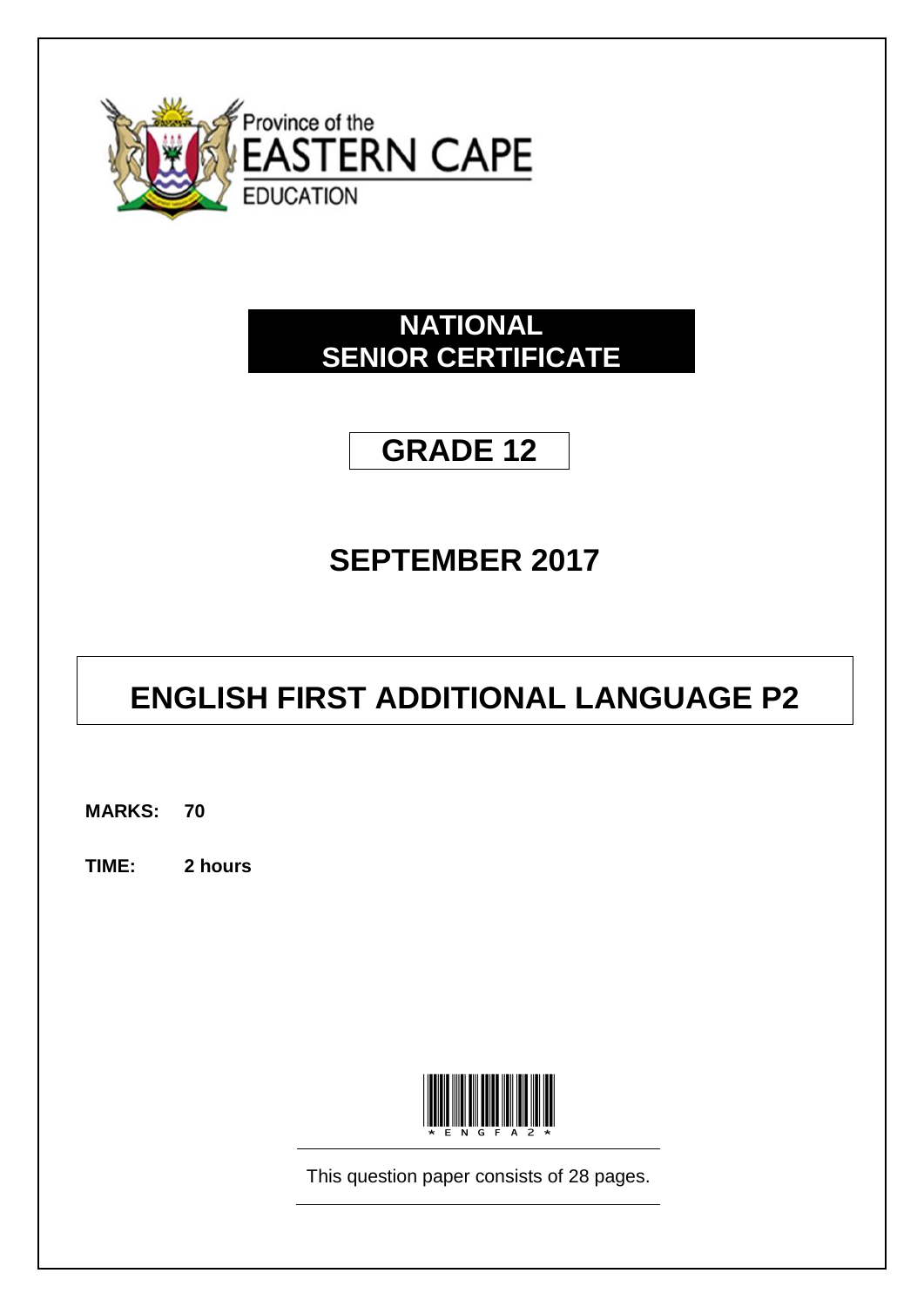Province of the
EASTERN CAPE
EDUCATION

# NATIONAL SENIOR CERTIFICATE

## GRADE 12

## SEPTEMBER 2017

# ENGLISH FIRST ADDITIONAL LANGUAGE P2

**MARKS: 70**

**TIME: 2 hours**

*ENGFA2*

This question paper consists of 28 pages.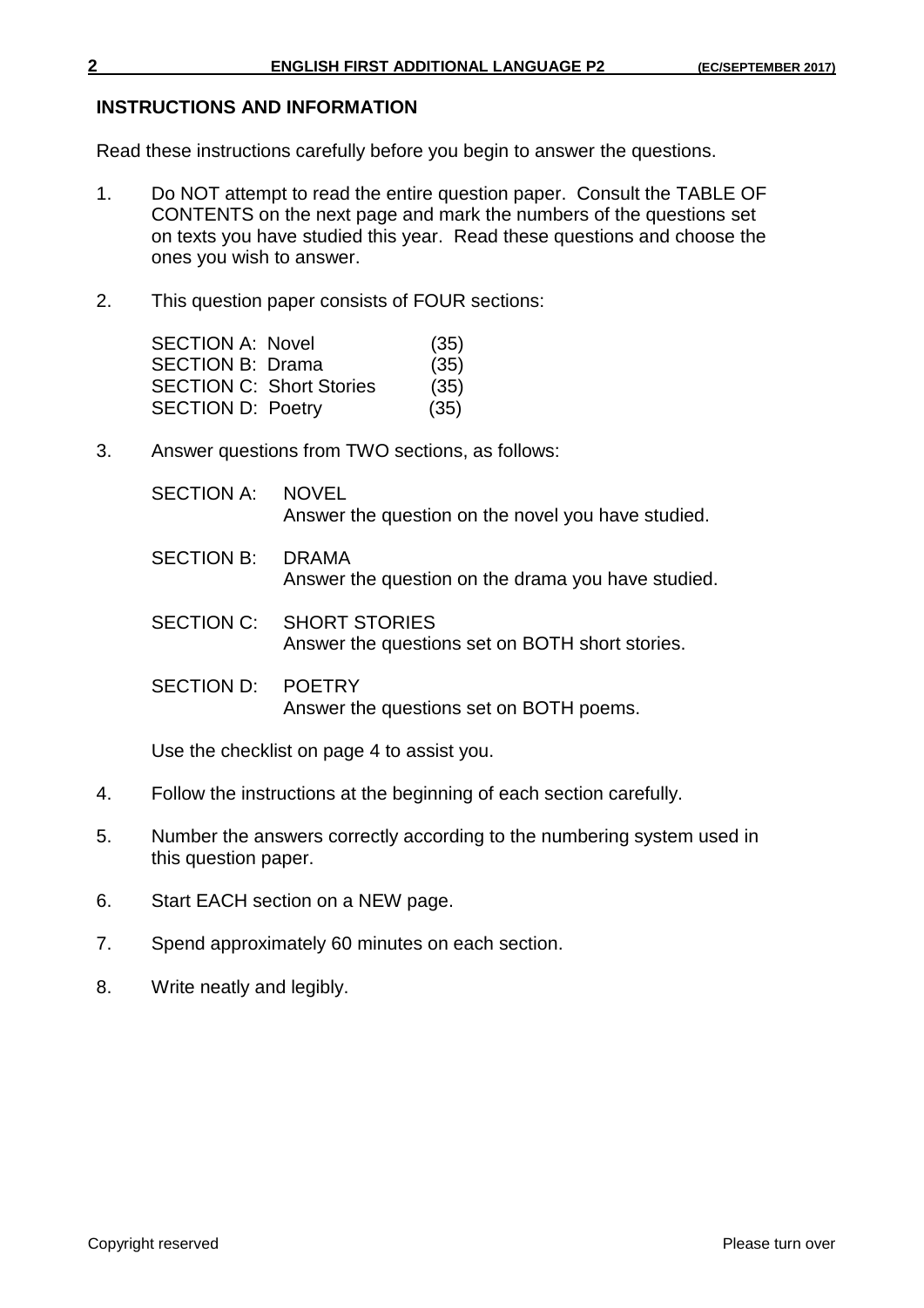## INSTRUCTIONS AND INFORMATION

Read these instructions carefully before you begin to answer the questions.

1. Do NOT attempt to read the entire question paper. Consult the TABLE OF CONTENTS on the next page and mark the numbers of the questions set on texts you have studied this year. Read these questions and choose the ones you wish to answer.

2. This question paper consists of FOUR sections:

| | |
|---|---|
| SECTION A: Novel | (35) |
| SECTION B: Drama | (35) |
| SECTION C: Short Stories | (35) |
| SECTION D: Poetry | (35) |

3. Answer questions from TWO sections, as follows:

   SECTION A: NOVEL
   Answer the question on the novel you have studied.

   SECTION B: DRAMA
   Answer the question on the drama you have studied.

   SECTION C: SHORT STORIES
   Answer the questions set on BOTH short stories.

   SECTION D: POETRY
   Answer the questions set on BOTH poems.

   Use the checklist on page 4 to assist you.

4. Follow the instructions at the beginning of each section carefully.

5. Number the answers correctly according to the numbering system used in this question paper.

6. Start EACH section on a NEW page.

7. Spend approximately 60 minutes on each section.

8. Write neatly and legibly.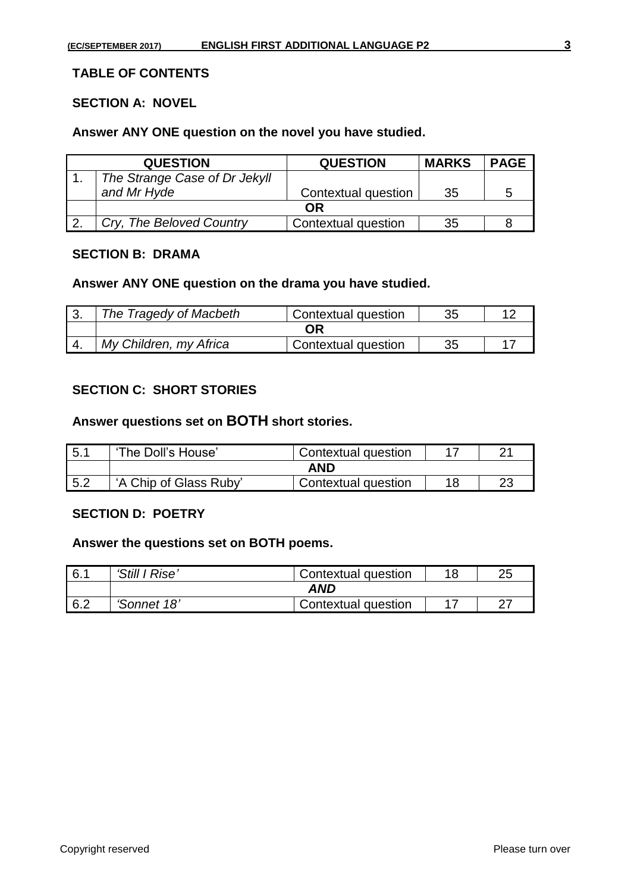## TABLE OF CONTENTS

### SECTION A: NOVEL

**Answer ANY ONE question on the novel you have studied.**

| | QUESTION | QUESTION | MARKS | PAGE |
|---|---|---|---|---|
| 1. | *The Strange Case of Dr Jekyll and Mr Hyde* | Contextual question | 35 | 5 |
| | **OR** | | | |
| 2. | *Cry, The Beloved Country* | Contextual question | 35 | 8 |

### SECTION B: DRAMA

**Answer ANY ONE question on the drama you have studied.**

| | | | | |
|---|---|---|---|---|
| 3. | *The Tragedy of Macbeth* | Contextual question | 35 | 12 |
| | **OR** | | | |
| 4. | *My Children, my Africa* | Contextual question | 35 | 17 |

### SECTION C: SHORT STORIES

**Answer questions set on BOTH short stories.**

| | | | | |
|---|---|---|---|---|
| 5.1 | 'The Doll's House' | Contextual question | 17 | 21 |
| | **AND** | | | |
| 5.2 | 'A Chip of Glass Ruby' | Contextual question | 18 | 23 |

### SECTION D: POETRY

**Answer the questions set on BOTH poems.**

| | | | | |
|---|---|---|---|---|
| 6.1 | *'Still I Rise'* | Contextual question | 18 | 25 |
| | ***AND*** | | | |
| 6.2 | *'Sonnet 18'* | Contextual question | 17 | 27 |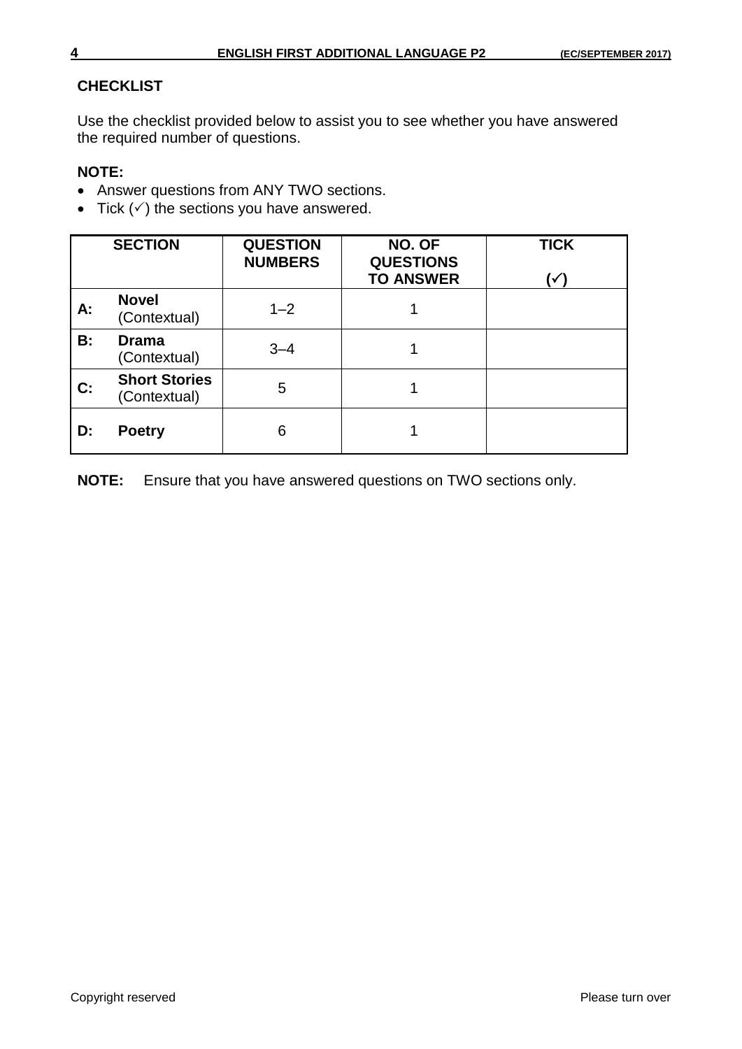## CHECKLIST

Use the checklist provided below to assist you to see whether you have answered the required number of questions.

**NOTE:**

- Answer questions from ANY TWO sections.
- Tick (✓) the sections you have answered.

| SECTION | | QUESTION NUMBERS | NO. OF QUESTIONS TO ANSWER | TICK (✓) |
|---|---|---|---|---|
| **A:** | **Novel** (Contextual) | 1–2 | 1 | |
| **B:** | **Drama** (Contextual) | 3–4 | 1 | |
| **C:** | **Short Stories** (Contextual) | 5 | 1 | |
| **D:** | **Poetry** | 6 | 1 | |

**NOTE:** Ensure that you have answered questions on TWO sections only.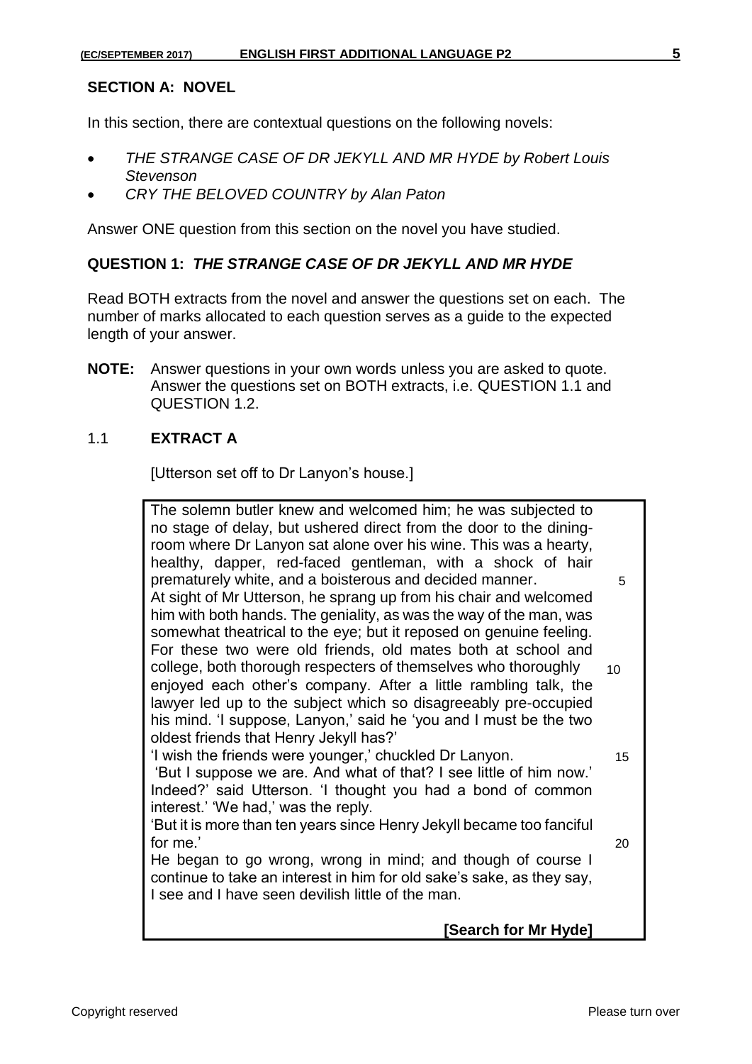## SECTION A: NOVEL

In this section, there are contextual questions on the following novels:

- *THE STRANGE CASE OF DR JEKYLL AND MR HYDE by Robert Louis Stevenson*
- *CRY THE BELOVED COUNTRY by Alan Paton*

Answer ONE question from this section on the novel you have studied.

### QUESTION 1: *THE STRANGE CASE OF DR JEKYLL AND MR HYDE*

Read BOTH extracts from the novel and answer the questions set on each. The number of marks allocated to each question serves as a guide to the expected length of your answer.

**NOTE:** Answer questions in your own words unless you are asked to quote. Answer the questions set on BOTH extracts, i.e. QUESTION 1.1 and QUESTION 1.2.

1.1 **EXTRACT A**

[Utterson set off to Dr Lanyon's house.]

> The solemn butler knew and welcomed him; he was subjected to no stage of delay, but ushered direct from the door to the dining-room where Dr Lanyon sat alone over his wine. This was a hearty, healthy, dapper, red-faced gentleman, with a shock of hair prematurely white, and a boisterous and decided manner. (5)
> At sight of Mr Utterson, he sprang up from his chair and welcomed him with both hands. The geniality, as was the way of the man, was somewhat theatrical to the eye; but it reposed on genuine feeling. For these two were old friends, old mates both at school and college, both thorough respecters of themselves who thoroughly (10) enjoyed each other's company. After a little rambling talk, the lawyer led up to the subject which so disagreeably pre-occupied his mind. 'I suppose, Lanyon,' said he 'you and I must be the two oldest friends that Henry Jekyll has?'
> 'I wish the friends were younger,' chuckled Dr Lanyon. (15)
> 'But I suppose we are. And what of that? I see little of him now.'
> Indeed?' said Utterson. 'I thought you had a bond of common interest.' 'We had,' was the reply.
> 'But it is more than ten years since Henry Jekyll became too fanciful for me.' (20)
> He began to go wrong, wrong in mind; and though of course I continue to take an interest in him for old sake's sake, as they say, I see and I have seen devilish little of the man.
>
> **[Search for Mr Hyde]**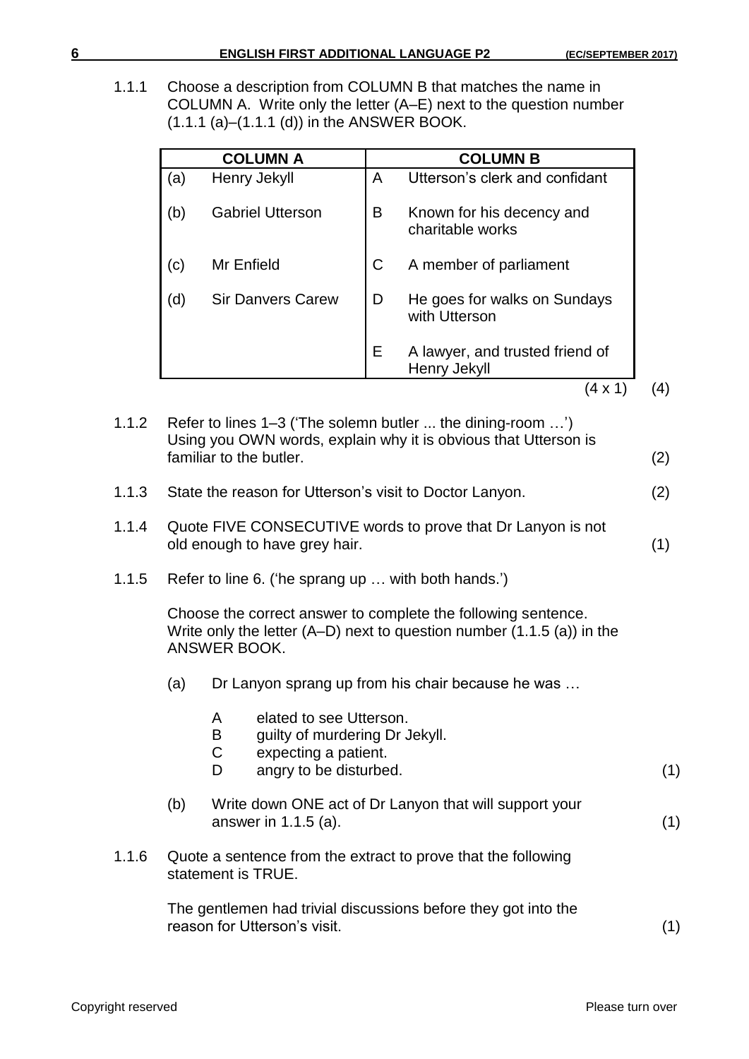1.1.1 Choose a description from COLUMN B that matches the name in COLUMN A. Write only the letter (A–E) next to the question number (1.1.1 (a)–(1.1.1 (d)) in the ANSWER BOOK.

| COLUMN A | | COLUMN B | |
|---|---|---|---|
| (a) | Henry Jekyll | A | Utterson's clerk and confidant |
| (b) | Gabriel Utterson | B | Known for his decency and charitable works |
| (c) | Mr Enfield | C | A member of parliament |
| (d) | Sir Danvers Carew | D | He goes for walks on Sundays with Utterson |
| | | E | A lawyer, and trusted friend of Henry Jekyll |

(4 x 1) (4)

1.1.2 Refer to lines 1–3 ('The solemn butler ... the dining-room …') Using you OWN words, explain why it is obvious that Utterson is familiar to the butler. (2)

1.1.3 State the reason for Utterson's visit to Doctor Lanyon. (2)

1.1.4 Quote FIVE CONSECUTIVE words to prove that Dr Lanyon is not old enough to have grey hair. (1)

1.1.5 Refer to line 6. ('he sprang up … with both hands.')

Choose the correct answer to complete the following sentence. Write only the letter (A–D) next to question number (1.1.5 (a)) in the ANSWER BOOK.

(a) Dr Lanyon sprang up from his chair because he was …

- A elated to see Utterson.
- B guilty of murdering Dr Jekyll.
- C expecting a patient.
- D angry to be disturbed. (1)

(b) Write down ONE act of Dr Lanyon that will support your answer in 1.1.5 (a). (1)

1.1.6 Quote a sentence from the extract to prove that the following statement is TRUE.

The gentlemen had trivial discussions before they got into the reason for Utterson's visit. (1)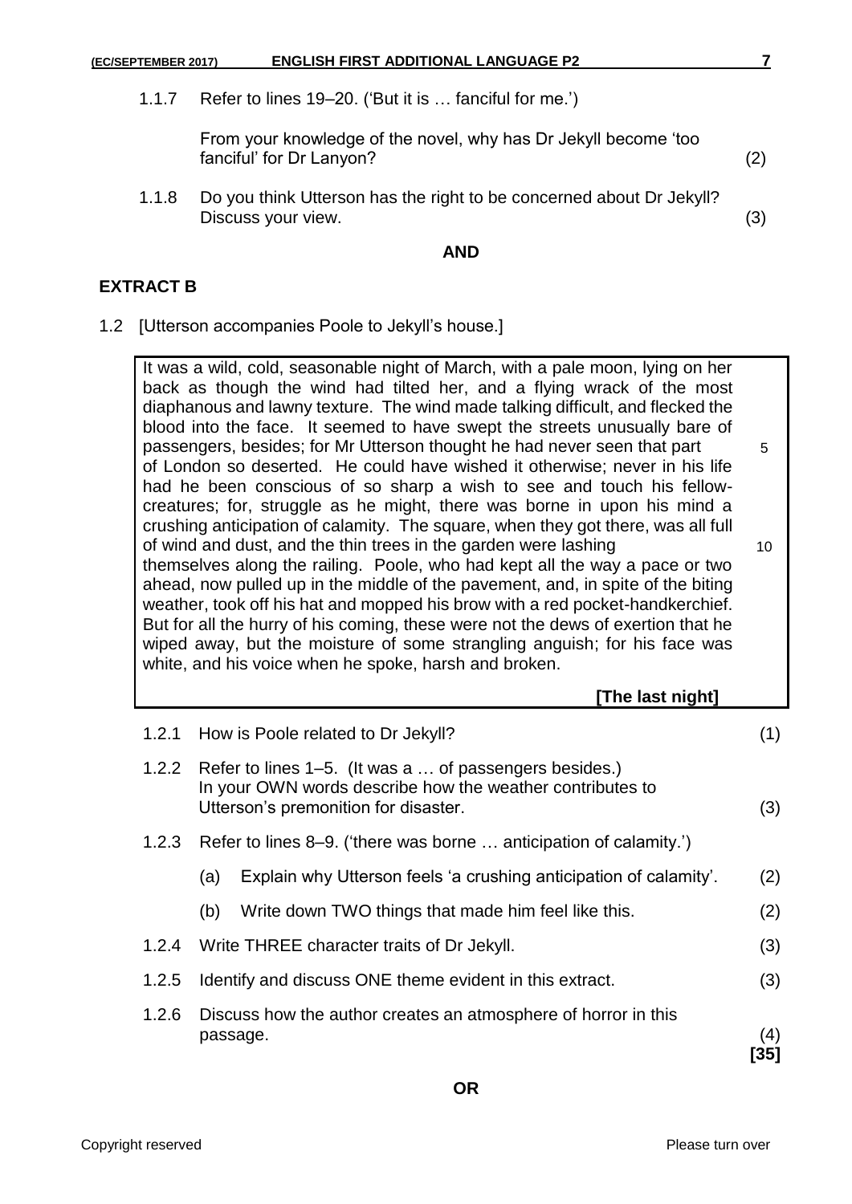1.1.7 Refer to lines 19–20. ('But it is … fanciful for me.')

From your knowledge of the novel, why has Dr Jekyll become 'too fanciful' for Dr Lanyon? (2)

1.1.8 Do you think Utterson has the right to be concerned about Dr Jekyll? Discuss your view. (3)

**AND**

## EXTRACT B

1.2 [Utterson accompanies Poole to Jekyll's house.]

> It was a wild, cold, seasonable night of March, with a pale moon, lying on her back as though the wind had tilted her, and a flying wrack of the most diaphanous and lawny texture. The wind made talking difficult, and flecked the blood into the face. It seemed to have swept the streets unusually bare of passengers, besides; for Mr Utterson thought he had never seen that part of London so deserted. He could have wished it otherwise; never in his life had he been conscious of so sharp a wish to see and touch his fellow-creatures; for, struggle as he might, there was borne in upon his mind a crushing anticipation of calamity. The square, when they got there, was all full of wind and dust, and the thin trees in the garden were lashing themselves along the railing. Poole, who had kept all the way a pace or two ahead, now pulled up in the middle of the pavement, and, in spite of the biting weather, took off his hat and mopped his brow with a red pocket-handkerchief. But for all the hurry of his coming, these were not the dews of exertion that he wiped away, but the moisture of some strangling anguish; for his face was white, and his voice when he spoke, harsh and broken.
>
> **[The last night]**

1.2.1 How is Poole related to Dr Jekyll? (1)

1.2.2 Refer to lines 1–5. (It was a … of passengers besides.)
In your OWN words describe how the weather contributes to Utterson's premonition for disaster. (3)

1.2.3 Refer to lines 8–9. ('there was borne … anticipation of calamity.')

(a) Explain why Utterson feels 'a crushing anticipation of calamity'. (2)

(b) Write down TWO things that made him feel like this. (2)

1.2.4 Write THREE character traits of Dr Jekyll. (3)

1.2.5 Identify and discuss ONE theme evident in this extract. (3)

1.2.6 Discuss how the author creates an atmosphere of horror in this passage. (4)

**[35]**

**OR**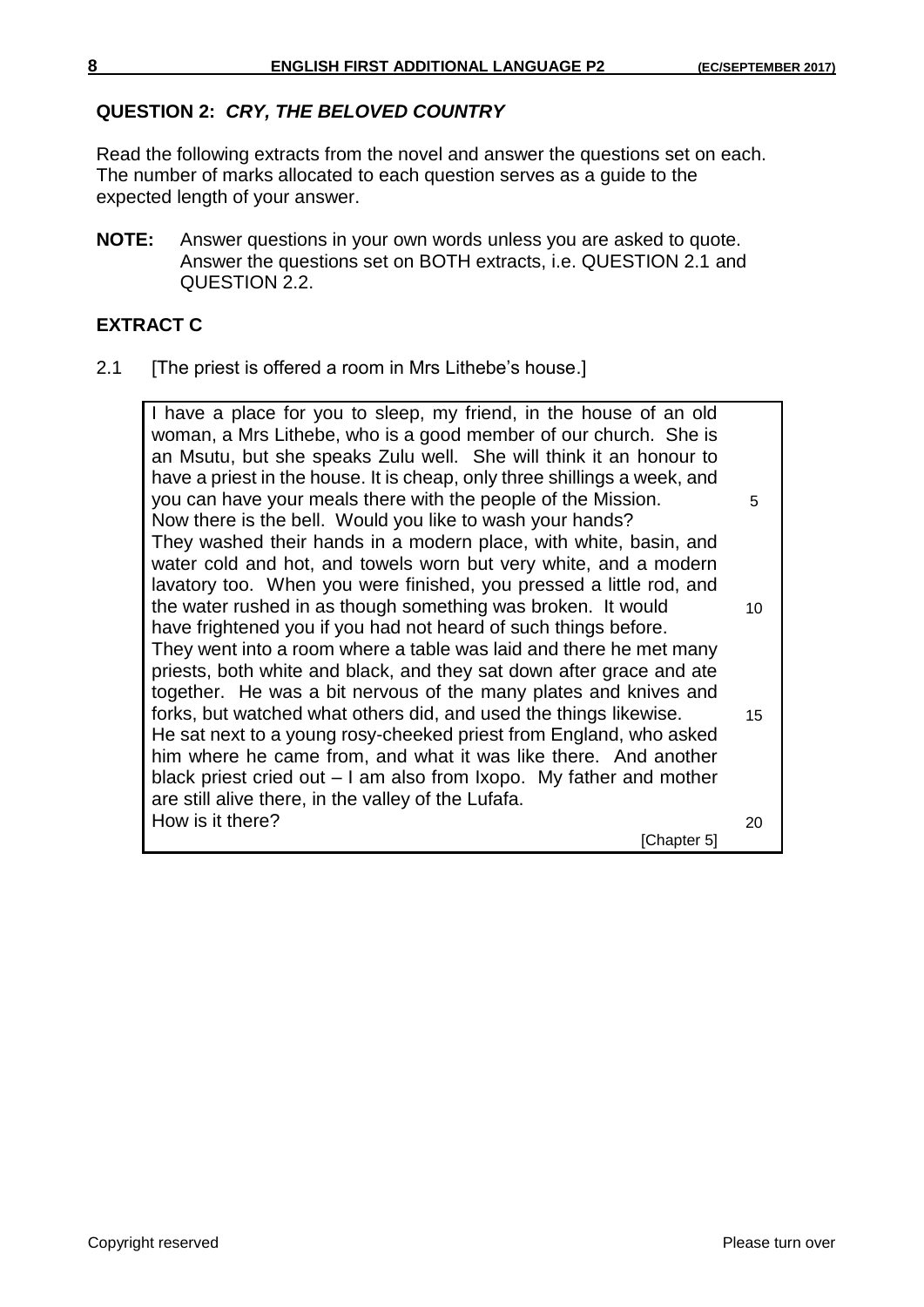## QUESTION 2: *CRY, THE BELOVED COUNTRY*

Read the following extracts from the novel and answer the questions set on each. The number of marks allocated to each question serves as a guide to the expected length of your answer.

**NOTE:** Answer questions in your own words unless you are asked to quote. Answer the questions set on BOTH extracts, i.e. QUESTION 2.1 and QUESTION 2.2.

### EXTRACT C

2.1 [The priest is offered a room in Mrs Lithebe's house.]

> I have a place for you to sleep, my friend, in the house of an old woman, a Mrs Lithebe, who is a good member of our church. She is an Msutu, but she speaks Zulu well. She will think it an honour to have a priest in the house. It is cheap, only three shillings a week, and you can have your meals there with the people of the Mission. 5
> Now there is the bell. Would you like to wash your hands?
> They washed their hands in a modern place, with white, basin, and water cold and hot, and towels worn but very white, and a modern lavatory too. When you were finished, you pressed a little rod, and the water rushed in as though something was broken. It would 10
> have frightened you if you had not heard of such things before.
> They went into a room where a table was laid and there he met many priests, both white and black, and they sat down after grace and ate together. He was a bit nervous of the many plates and knives and forks, but watched what others did, and used the things likewise. 15
> He sat next to a young rosy-cheeked priest from England, who asked him where he came from, and what it was like there. And another black priest cried out – I am also from Ixopo. My father and mother are still alive there, in the valley of the Lufafa.
> How is it there? 20
>
> [Chapter 5]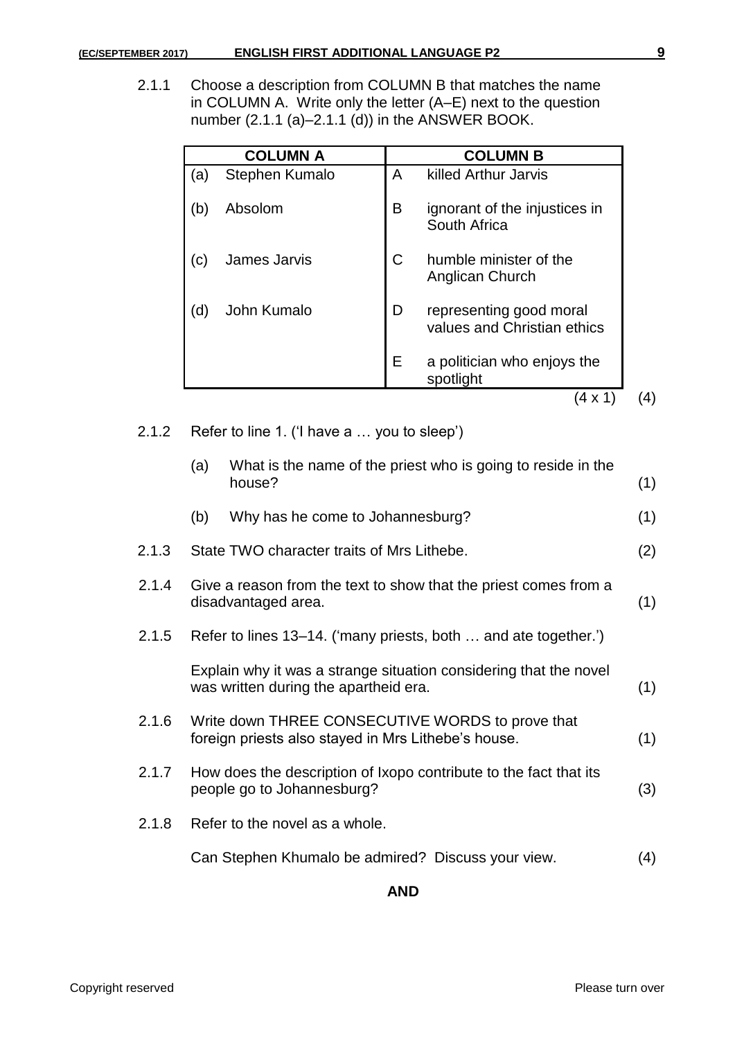2.1.1 Choose a description from COLUMN B that matches the name in COLUMN A. Write only the letter (A–E) next to the question number (2.1.1 (a)–2.1.1 (d)) in the ANSWER BOOK.

| COLUMN A | COLUMN B |
|---|---|
| (a) Stephen Kumalo | A killed Arthur Jarvis |
| (b) Absolom | B ignorant of the injustices in South Africa |
| (c) James Jarvis | C humble minister of the Anglican Church |
| (d) John Kumalo | D representing good moral values and Christian ethics |
| | E a politician who enjoys the spotlight |

(4 x 1) (4)

2.1.2 Refer to line 1. ('I have a … you to sleep')

(a) What is the name of the priest who is going to reside in the house? (1)

(b) Why has he come to Johannesburg? (1)

2.1.3 State TWO character traits of Mrs Lithebe. (2)

2.1.4 Give a reason from the text to show that the priest comes from a disadvantaged area. (1)

2.1.5 Refer to lines 13–14. ('many priests, both … and ate together.')

Explain why it was a strange situation considering that the novel was written during the apartheid era. (1)

2.1.6 Write down THREE CONSECUTIVE WORDS to prove that foreign priests also stayed in Mrs Lithebe's house. (1)

2.1.7 How does the description of Ixopo contribute to the fact that its people go to Johannesburg? (3)

2.1.8 Refer to the novel as a whole.

Can Stephen Khumalo be admired? Discuss your view. (4)

**AND**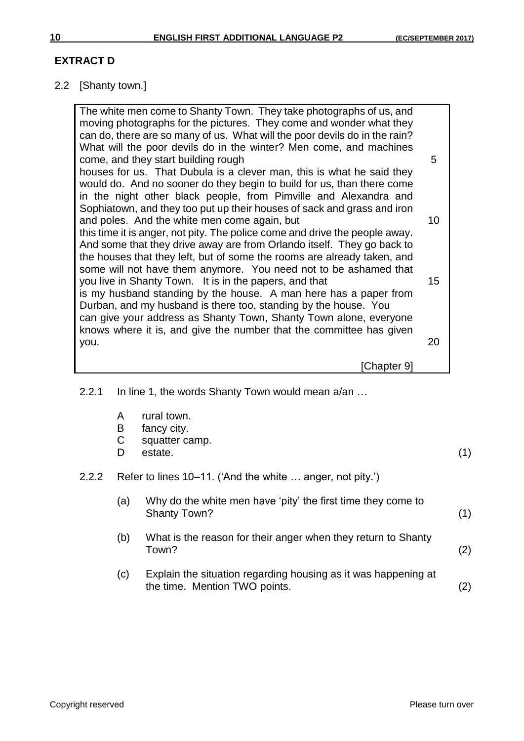**EXTRACT D**

2.2 [Shanty town.]

> The white men come to Shanty Town. They take photographs of us, and moving photographs for the pictures. They come and wonder what they can do, there are so many of us. What will the poor devils do in the rain? What will the poor devils do in the winter? Men come, and machines come, and they start building rough (5)
> houses for us. That Dubula is a clever man, this is what he said they would do. And no sooner do they begin to build for us, than there come in the night other black people, from Pimville and Alexandra and Sophiatown, and they too put up their houses of sack and grass and iron and poles. And the white men come again, but (10)
> this time it is anger, not pity. The police come and drive the people away. And some that they drive away are from Orlando itself. They go back to the houses that they left, but of some the rooms are already taken, and some will not have them anymore. You need not to be ashamed that you live in Shanty Town. It is in the papers, and that (15)
> is my husband standing by the house. A man here has a paper from Durban, and my husband is there too, standing by the house. You can give your address as Shanty Town, Shanty Town alone, everyone knows where it is, and give the number that the committee has given you. (20)
>
> [Chapter 9]

2.2.1 In line 1, the words Shanty Town would mean a/an …

- A rural town.
- B fancy city.
- C squatter camp.
- D estate. (1)

2.2.2 Refer to lines 10–11. ('And the white … anger, not pity.')

(a) Why do the white men have 'pity' the first time they come to Shanty Town? (1)

(b) What is the reason for their anger when they return to Shanty Town? (2)

(c) Explain the situation regarding housing as it was happening at the time. Mention TWO points. (2)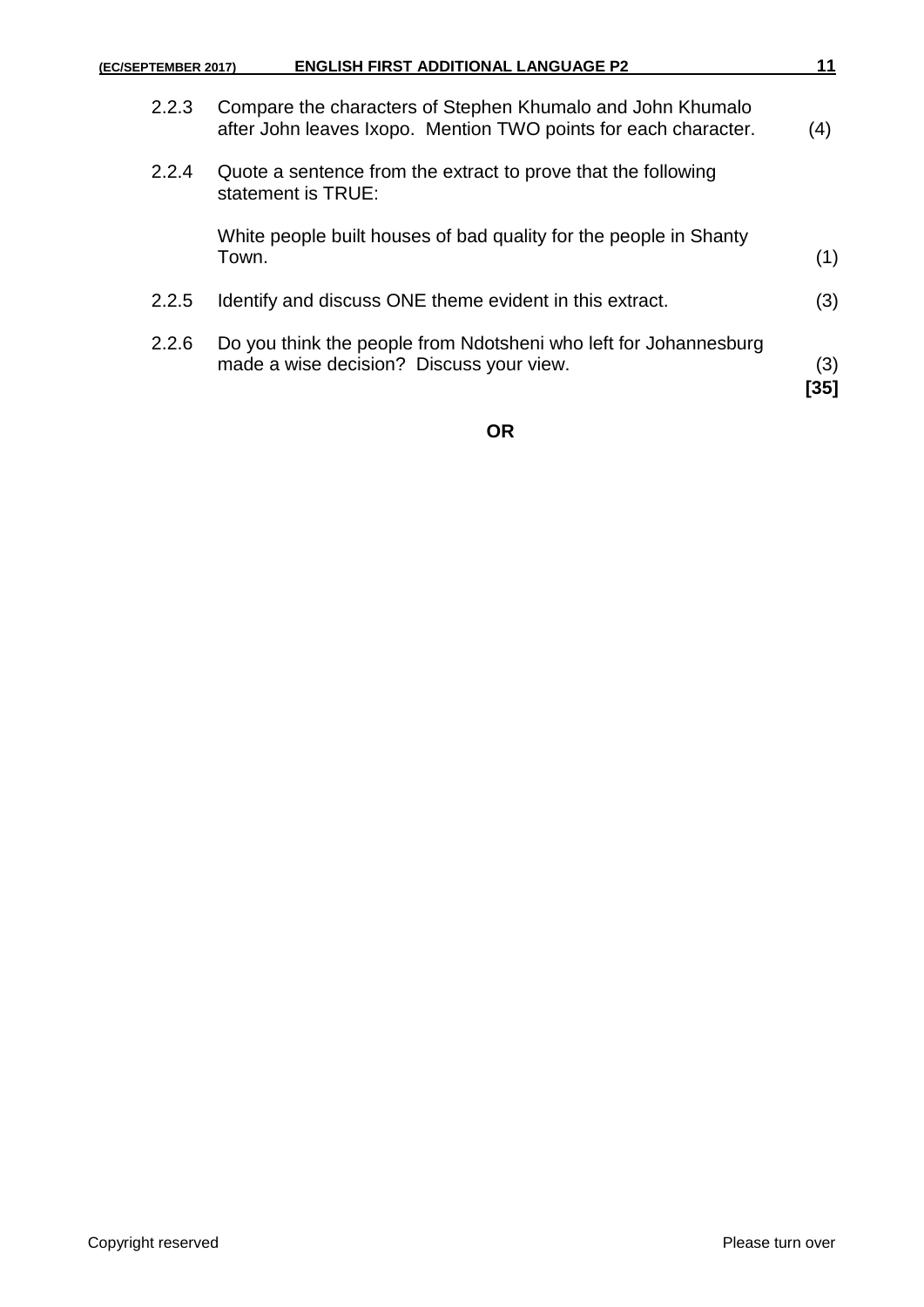2.2.3 Compare the characters of Stephen Khumalo and John Khumalo after John leaves Ixopo. Mention TWO points for each character. (4)

2.2.4 Quote a sentence from the extract to prove that the following statement is TRUE:

White people built houses of bad quality for the people in Shanty Town. (1)

2.2.5 Identify and discuss ONE theme evident in this extract. (3)

2.2.6 Do you think the people from Ndotsheni who left for Johannesburg made a wise decision? Discuss your view. (3)

**[35]**

**OR**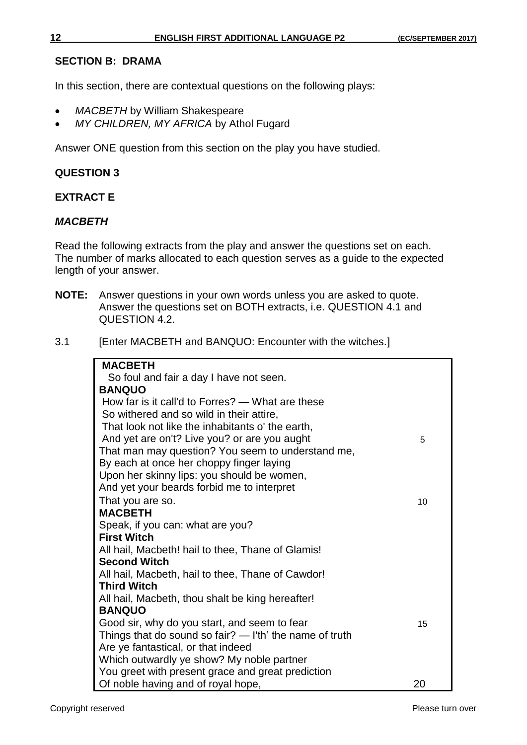## SECTION B: DRAMA

In this section, there are contextual questions on the following plays:

- *MACBETH* by William Shakespeare
- *MY CHILDREN, MY AFRICA* by Athol Fugard

Answer ONE question from this section on the play you have studied.

### QUESTION 3

### EXTRACT E

### *MACBETH*

Read the following extracts from the play and answer the questions set on each. The number of marks allocated to each question serves as a guide to the expected length of your answer.

**NOTE:** Answer questions in your own words unless you are asked to quote. Answer the questions set on BOTH extracts, i.e. QUESTION 4.1 and QUESTION 4.2.

3.1 [Enter MACBETH and BANQUO: Encounter with the witches.]

> **MACBETH**
> So foul and fair a day I have not seen.
> **BANQUO**
> How far is it call'd to Forres? — What are these
> So withered and so wild in their attire,
> That look not like the inhabitants o' the earth,
> And yet are on't? Live you? or are you aught   5
> That man may question? You seem to understand me,
> By each at once her choppy finger laying
> Upon her skinny lips: you should be women,
> And yet your beards forbid me to interpret
> That you are so.   10
> **MACBETH**
> Speak, if you can: what are you?
> **First Witch**
> All hail, Macbeth! hail to thee, Thane of Glamis!
> **Second Witch**
> All hail, Macbeth, hail to thee, Thane of Cawdor!
> **Third Witch**
> All hail, Macbeth, thou shalt be king hereafter!
> **BANQUO**
> Good sir, why do you start, and seem to fear   15
> Things that do sound so fair? — I'th' name of truth
> Are ye fantastical, or that indeed
> Which outwardly ye show? My noble partner
> You greet with present grace and great prediction
> Of noble having and of royal hope,   20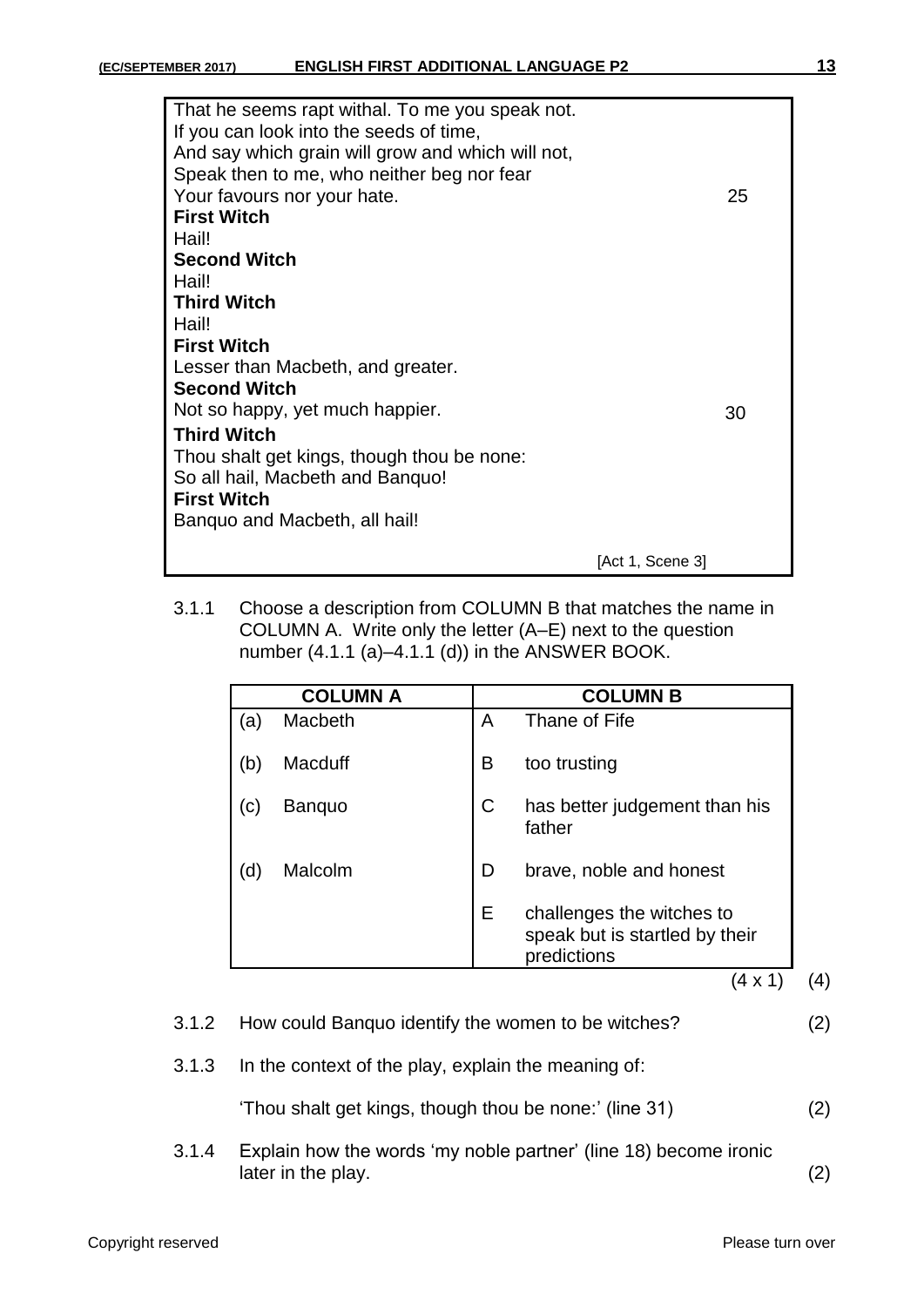```
That he seems rapt withal. To me you speak not.
If you can look into the seeds of time,
And say which grain will grow and which will not,
Speak then to me, who neither beg nor fear
Your favours nor your hate.                                    25
```

**First Witch**
Hail!
**Second Witch**
Hail!
**Third Witch**
Hail!
**First Witch**
Lesser than Macbeth, and greater.
**Second Witch**
Not so happy, yet much happier.                                    30
**Third Witch**
Thou shalt get kings, though thou be none:
So all hail, Macbeth and Banquo!
**First Witch**
Banquo and Macbeth, all hail!

[Act 1, Scene 3]

3.1.1 Choose a description from COLUMN B that matches the name in COLUMN A. Write only the letter (A–E) next to the question number (4.1.1 (a)–4.1.1 (d)) in the ANSWER BOOK.

| COLUMN A | | COLUMN B | |
|---|---|---|---|
| (a) | Macbeth | A | Thane of Fife |
| (b) | Macduff | B | too trusting |
| (c) | Banquo | C | has better judgement than his father |
| (d) | Malcolm | D | brave, noble and honest |
| | | E | challenges the witches to speak but is startled by their predictions |

(4 x 1) (4)

3.1.2 How could Banquo identify the women to be witches? (2)

3.1.3 In the context of the play, explain the meaning of:

'Thou shalt get kings, though thou be none:' (line 31) (2)

3.1.4 Explain how the words 'my noble partner' (line 18) become ironic later in the play. (2)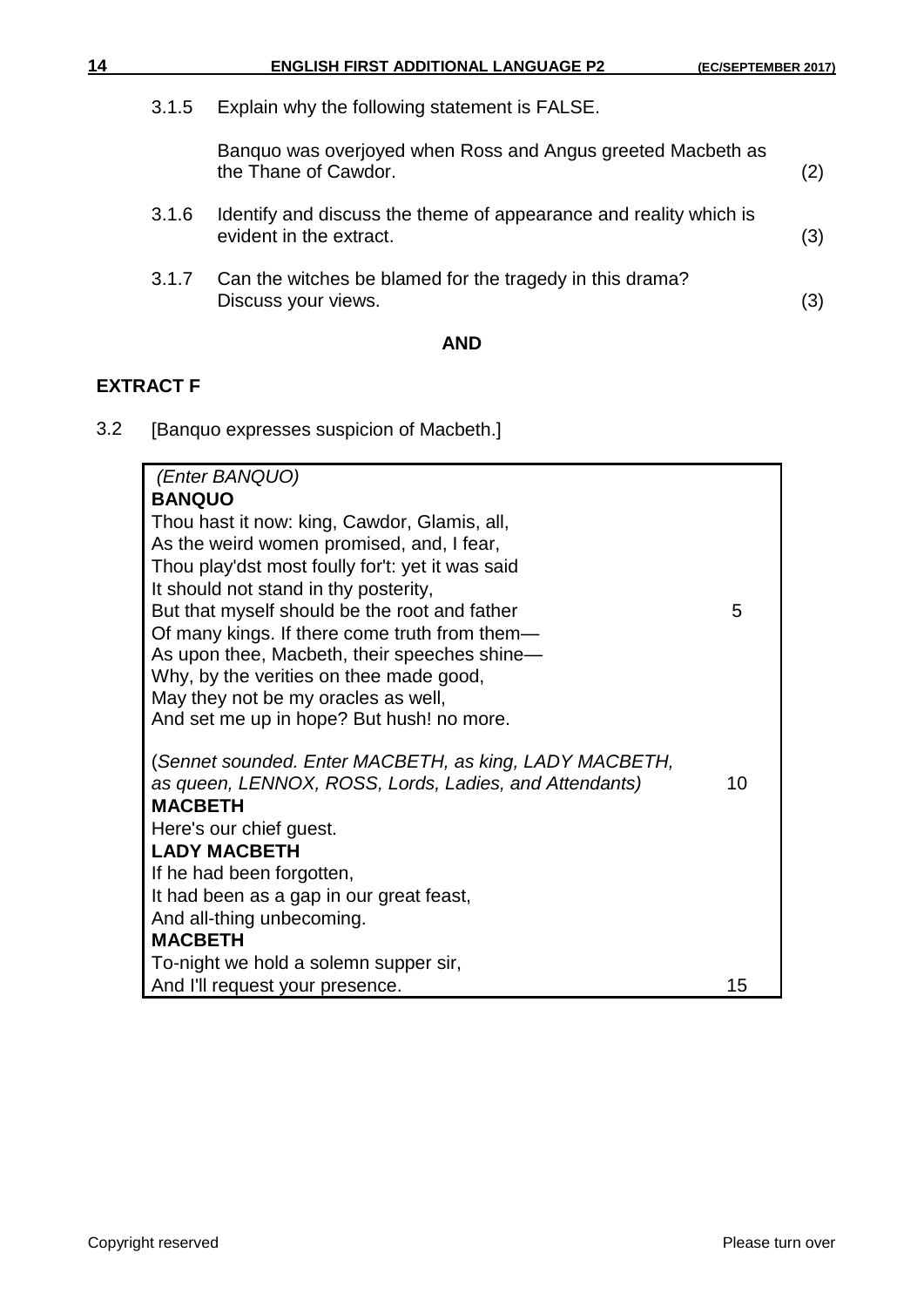3.1.5 Explain why the following statement is FALSE.

Banquo was overjoyed when Ross and Angus greeted Macbeth as the Thane of Cawdor. (2)

3.1.6 Identify and discuss the theme of appearance and reality which is evident in the extract. (3)

3.1.7 Can the witches be blamed for the tragedy in this drama? Discuss your views. (3)

**AND**

**EXTRACT F**

3.2 [Banquo expresses suspicion of Macbeth.]

| | |
|---|---|
| *(Enter BANQUO)* | |
| **BANQUO** | |
| Thou hast it now: king, Cawdor, Glamis, all, | |
| As the weird women promised, and, I fear, | |
| Thou play'dst most foully for't: yet it was said | |
| It should not stand in thy posterity, | |
| But that myself should be the root and father | 5 |
| Of many kings. If there come truth from them— | |
| As upon thee, Macbeth, their speeches shine— | |
| Why, by the verities on thee made good, | |
| May they not be my oracles as well, | |
| And set me up in hope? But hush! no more. | |
| (*Sennet sounded. Enter MACBETH, as king, LADY MACBETH,* | |
| *as queen, LENNOX, ROSS, Lords, Ladies, and Attendants)* | 10 |
| **MACBETH** | |
| Here's our chief guest. | |
| **LADY MACBETH** | |
| If he had been forgotten, | |
| It had been as a gap in our great feast, | |
| And all-thing unbecoming. | |
| **MACBETH** | |
| To-night we hold a solemn supper sir, | |
| And I'll request your presence. | 15 |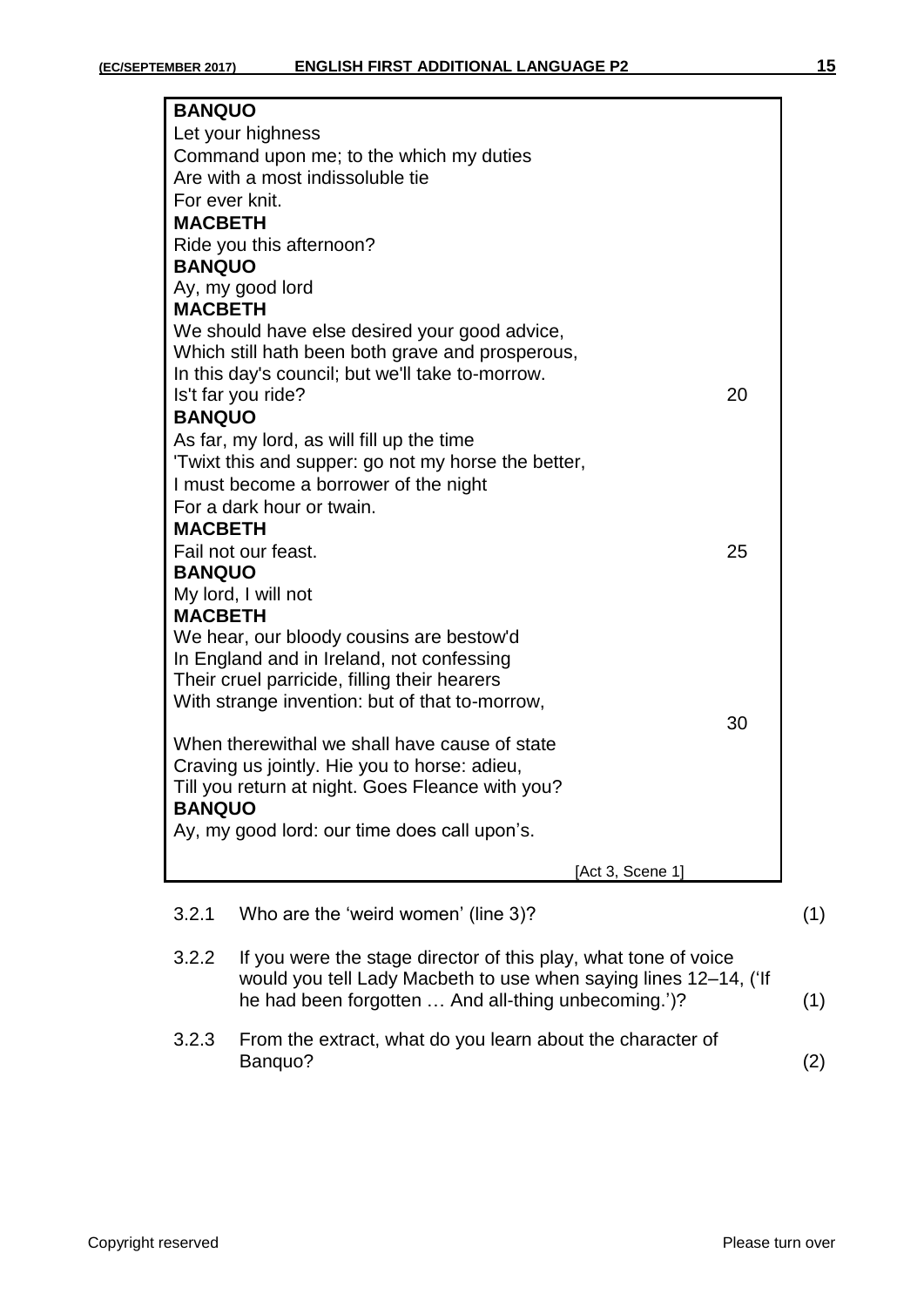**BANQUO**
Let your highness
Command upon me; to the which my duties
Are with a most indissoluble tie
For ever knit.
**MACBETH**
Ride you this afternoon?
**BANQUO**
Ay, my good lord
**MACBETH**
We should have else desired your good advice,
Which still hath been both grave and prosperous,
In this day's council; but we'll take to-morrow.
Is't far you ride? 20
**BANQUO**
As far, my lord, as will fill up the time
'Twixt this and supper: go not my horse the better,
I must become a borrower of the night
For a dark hour or twain.
**MACBETH**
Fail not our feast. 25
**BANQUO**
My lord, I will not
**MACBETH**
We hear, our bloody cousins are bestow'd
In England and in Ireland, not confessing
Their cruel parricide, filling their hearers
With strange invention: but of that to-morrow, 30
When therewithal we shall have cause of state
Craving us jointly. Hie you to horse: adieu,
Till you return at night. Goes Fleance with you?
**BANQUO**
Ay, my good lord: our time does call upon's.

[Act 3, Scene 1]

3.2.1 Who are the 'weird women' (line 3)? (1)

3.2.2 If you were the stage director of this play, what tone of voice would you tell Lady Macbeth to use when saying lines 12–14, ('If he had been forgotten … And all-thing unbecoming.')? (1)

3.2.3 From the extract, what do you learn about the character of Banquo? (2)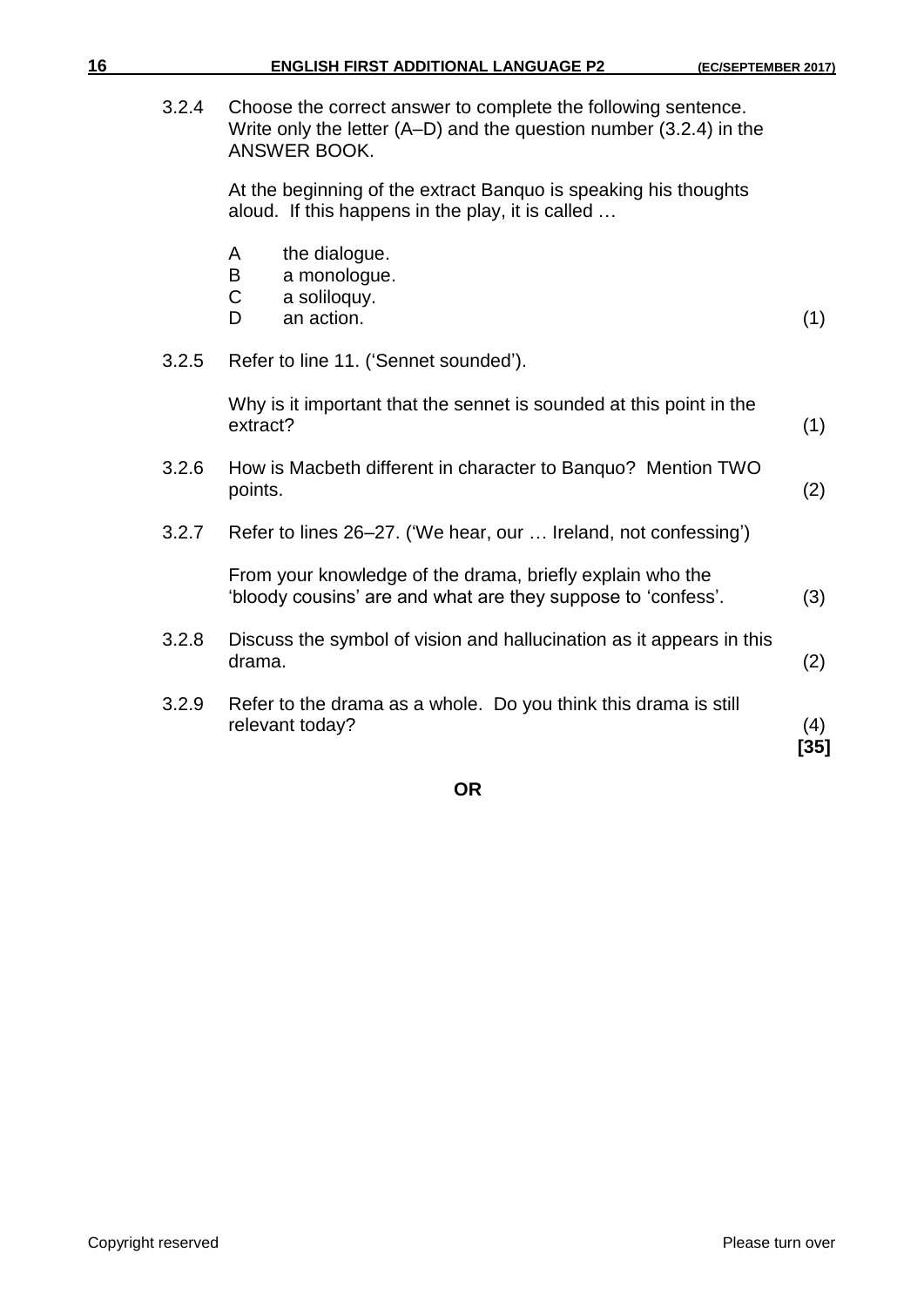3.2.4 Choose the correct answer to complete the following sentence. Write only the letter (A–D) and the question number (3.2.4) in the ANSWER BOOK.

At the beginning of the extract Banquo is speaking his thoughts aloud. If this happens in the play, it is called …

- A the dialogue.
- B a monologue.
- C a soliloquy.
- D an action. (1)

3.2.5 Refer to line 11. ('Sennet sounded').

Why is it important that the sennet is sounded at this point in the extract? (1)

3.2.6 How is Macbeth different in character to Banquo? Mention TWO points. (2)

3.2.7 Refer to lines 26–27. ('We hear, our … Ireland, not confessing')

From your knowledge of the drama, briefly explain who the 'bloody cousins' are and what are they suppose to 'confess'. (3)

3.2.8 Discuss the symbol of vision and hallucination as it appears in this drama. (2)

3.2.9 Refer to the drama as a whole. Do you think this drama is still relevant today? (4)

**[35]**

**OR**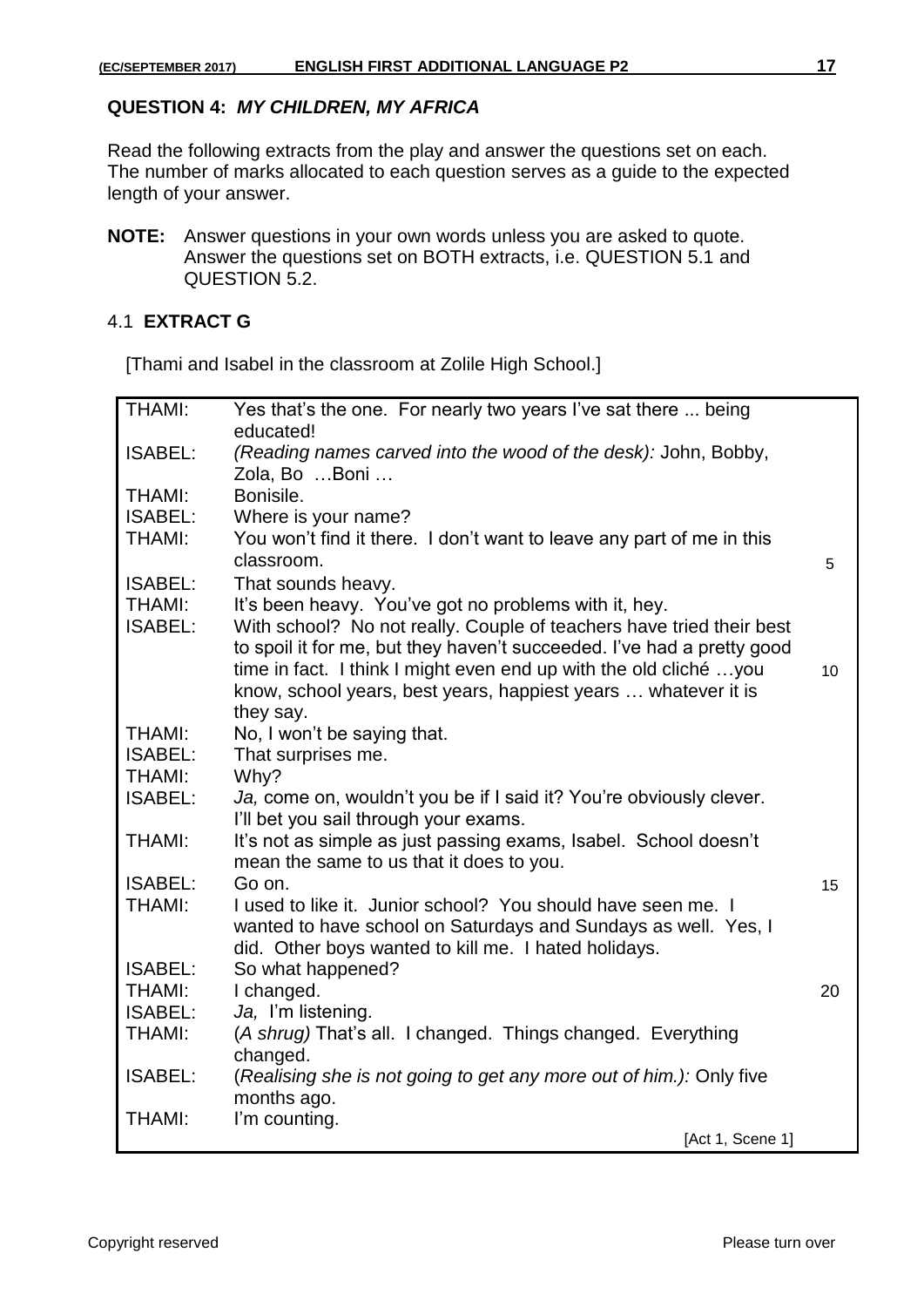## QUESTION 4: *MY CHILDREN, MY AFRICA*

Read the following extracts from the play and answer the questions set on each. The number of marks allocated to each question serves as a guide to the expected length of your answer.

**NOTE:** Answer questions in your own words unless you are asked to quote. Answer the questions set on BOTH extracts, i.e. QUESTION 5.1 and QUESTION 5.2.

### 4.1 EXTRACT G

[Thami and Isabel in the classroom at Zolile High School.]

| | | |
|---|---|---|
| THAMI: | Yes that's the one. For nearly two years I've sat there ... being educated! | |
| ISABEL: | *(Reading names carved into the wood of the desk):* John, Bobby, Zola, Bo …Boni … | |
| THAMI: | Bonisile. | |
| ISABEL: | Where is your name? | |
| THAMI: | You won't find it there. I don't want to leave any part of me in this classroom. | 5 |
| ISABEL: | That sounds heavy. | |
| THAMI: | It's been heavy. You've got no problems with it, hey. | |
| ISABEL: | With school? No not really. Couple of teachers have tried their best to spoil it for me, but they haven't succeeded. I've had a pretty good time in fact. I think I might even end up with the old cliché …you know, school years, best years, happiest years … whatever it is they say. | 10 |
| THAMI: | No, I won't be saying that. | |
| ISABEL: | That surprises me. | |
| THAMI: | Why? | |
| ISABEL: | *Ja,* come on, wouldn't you be if I said it? You're obviously clever. I'll bet you sail through your exams. | |
| THAMI: | It's not as simple as just passing exams, Isabel. School doesn't mean the same to us that it does to you. | |
| ISABEL: | Go on. | 15 |
| THAMI: | I used to like it. Junior school? You should have seen me. I wanted to have school on Saturdays and Sundays as well. Yes, I did. Other boys wanted to kill me. I hated holidays. | |
| ISABEL: | So what happened? | |
| THAMI: | I changed. | 20 |
| ISABEL: | *Ja,* I'm listening. | |
| THAMI: | (*A shrug)* That's all. I changed. Things changed. Everything changed. | |
| ISABEL: | (*Realising she is not going to get any more out of him.):* Only five months ago. | |
| THAMI: | I'm counting. | |

[Act 1, Scene 1]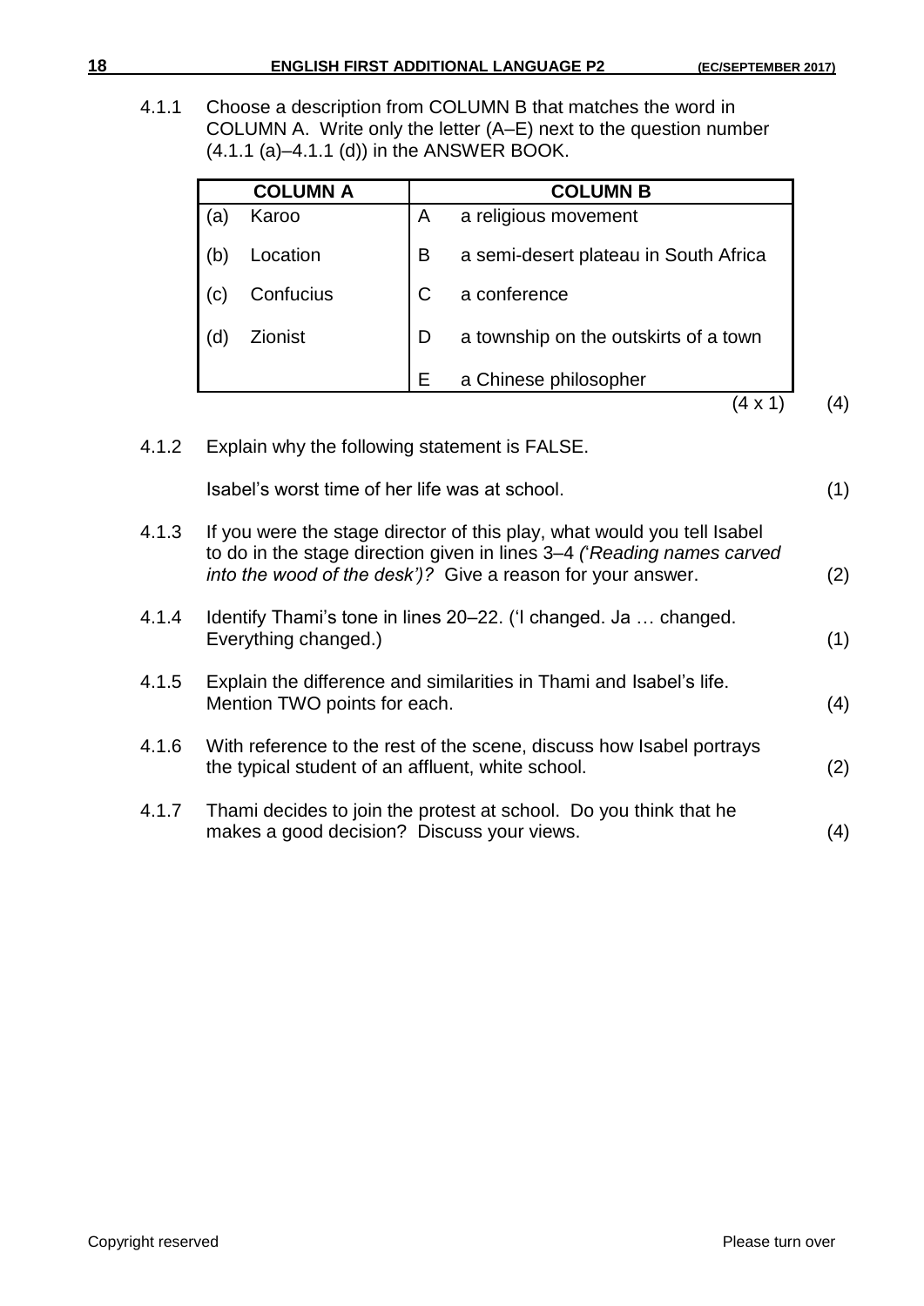4.1.1 Choose a description from COLUMN B that matches the word in COLUMN A. Write only the letter (A–E) next to the question number (4.1.1 (a)–4.1.1 (d)) in the ANSWER BOOK.

| COLUMN A | | COLUMN B | |
|---|---|---|---|
| (a) | Karoo | A | a religious movement |
| (b) | Location | B | a semi-desert plateau in South Africa |
| (c) | Confucius | C | a conference |
| (d) | Zionist | D | a township on the outskirts of a town |
| | | E | a Chinese philosopher |

(4 x 1) (4)

4.1.2 Explain why the following statement is FALSE.

Isabel's worst time of her life was at school. (1)

4.1.3 If you were the stage director of this play, what would you tell Isabel to do in the stage direction given in lines 3–4 *('Reading names carved into the wood of the desk')?* Give a reason for your answer. (2)

4.1.4 Identify Thami's tone in lines 20–22. ('I changed. Ja … changed. Everything changed.) (1)

4.1.5 Explain the difference and similarities in Thami and Isabel's life. Mention TWO points for each. (4)

4.1.6 With reference to the rest of the scene, discuss how Isabel portrays the typical student of an affluent, white school. (2)

4.1.7 Thami decides to join the protest at school. Do you think that he makes a good decision? Discuss your views. (4)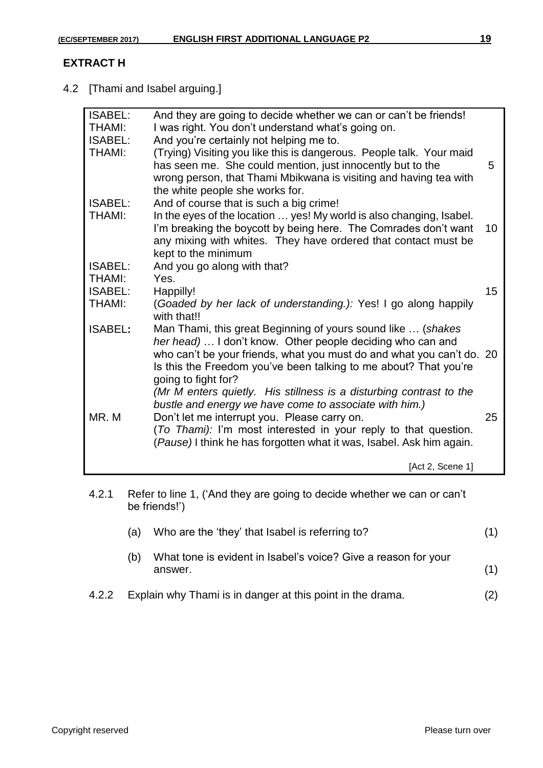**EXTRACT H**

4.2 [Thami and Isabel arguing.]

| | | |
|---|---|---|
| ISABEL: | And they are going to decide whether we can or can't be friends! | |
| THAMI: | I was right. You don't understand what's going on. | |
| ISABEL: | And you're certainly not helping me to. | |
| THAMI: | (Trying) Visiting you like this is dangerous. People talk. Your maid has seen me. She could mention, just innocently but to the wrong person, that Thami Mbikwana is visiting and having tea with the white people she works for. | 5 |
| ISABEL: | And of course that is such a big crime! | |
| THAMI: | In the eyes of the location … yes! My world is also changing, Isabel. I'm breaking the boycott by being here. The Comrades don't want any mixing with whites. They have ordered that contact must be kept to the minimum | 10 |
| ISABEL: | And you go along with that? | |
| THAMI: | Yes. | |
| ISABEL: | Happilly! | 15 |
| THAMI: | (*Goaded by her lack of understanding.):* Yes! I go along happily with that!! | |
| **ISABEL:** | Man Thami, this great Beginning of yours sound like … (*shakes her head)* … I don't know. Other people deciding who can and who can't be your friends, what you must do and what you can't do. Is this the Freedom you've been talking to me about? That you're going to fight for? | 20 |
| | *(Mr M enters quietly. His stillness is a disturbing contrast to the bustle and energy we have come to associate with him.)* | |
| MR. M | Don't let me interrupt you. Please carry on. | 25 |
| | (*To Thami):* I'm most interested in your reply to that question. (*Pause)* I think he has forgotten what it was, Isabel. Ask him again. | |
| | [Act 2, Scene 1] | |

4.2.1 Refer to line 1, ('And they are going to decide whether we can or can't be friends!')

(a) Who are the 'they' that Isabel is referring to? (1)

(b) What tone is evident in Isabel's voice? Give a reason for your answer. (1)

4.2.2 Explain why Thami is in danger at this point in the drama. (2)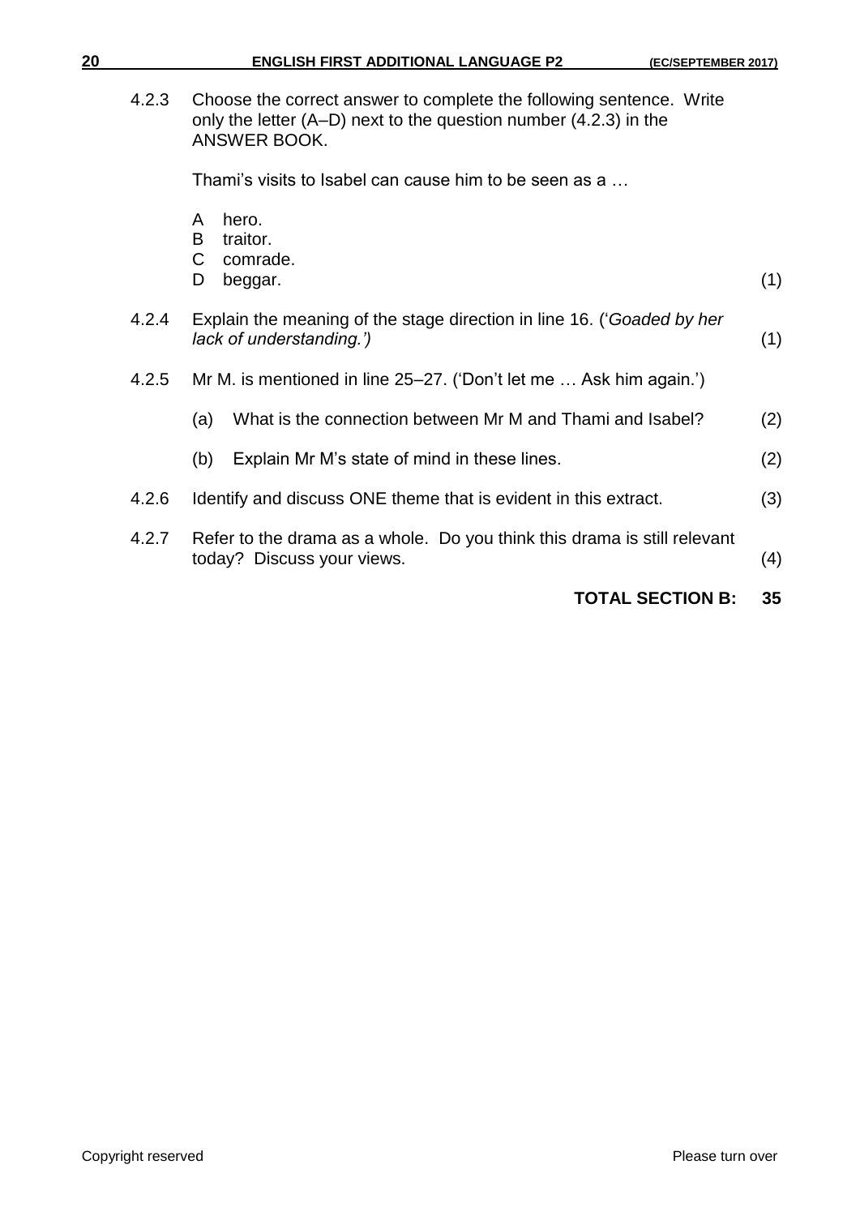4.2.3 Choose the correct answer to complete the following sentence. Write only the letter (A–D) next to the question number (4.2.3) in the ANSWER BOOK.

Thami's visits to Isabel can cause him to be seen as a …

A hero.
B traitor.
C comrade.
D beggar. (1)

4.2.4 Explain the meaning of the stage direction in line 16. ('*Goaded by her lack of understanding.')* (1)

4.2.5 Mr M. is mentioned in line 25–27. ('Don't let me … Ask him again.')

(a) What is the connection between Mr M and Thami and Isabel? (2)

(b) Explain Mr M's state of mind in these lines. (2)

4.2.6 Identify and discuss ONE theme that is evident in this extract. (3)

4.2.7 Refer to the drama as a whole. Do you think this drama is still relevant today? Discuss your views. (4)

**TOTAL SECTION B: 35**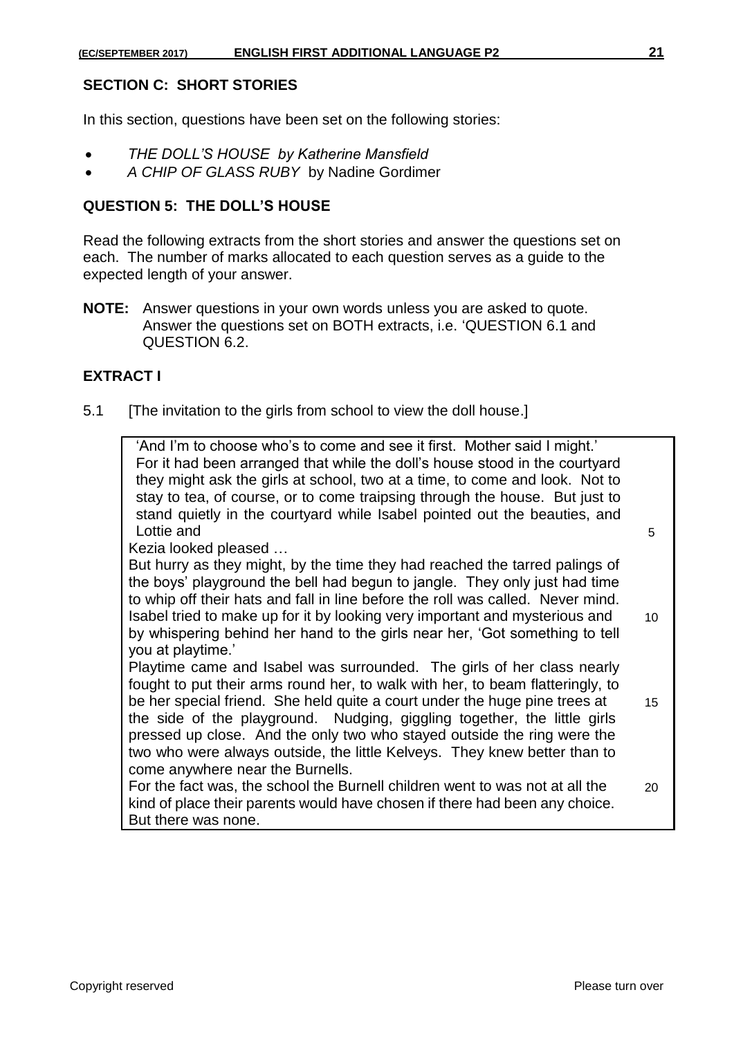## SECTION C: SHORT STORIES

In this section, questions have been set on the following stories:

- *THE DOLL'S HOUSE by Katherine Mansfield*
- *A CHIP OF GLASS RUBY* by Nadine Gordimer

### QUESTION 5: THE DOLL'S HOUSE

Read the following extracts from the short stories and answer the questions set on each. The number of marks allocated to each question serves as a guide to the expected length of your answer.

**NOTE:** Answer questions in your own words unless you are asked to quote. Answer the questions set on BOTH extracts, i.e. 'QUESTION 6.1 and QUESTION 6.2.

### EXTRACT I

5.1 [The invitation to the girls from school to view the doll house.]

> 'And I'm to choose who's to come and see it first. Mother said I might.' For it had been arranged that while the doll's house stood in the courtyard they might ask the girls at school, two at a time, to come and look. Not to stay to tea, of course, or to come traipsing through the house. But just to stand quietly in the courtyard while Isabel pointed out the beauties, and Lottie and 5
> Kezia looked pleased …
> But hurry as they might, by the time they had reached the tarred palings of the boys' playground the bell had begun to jangle. They only just had time to whip off their hats and fall in line before the roll was called. Never mind. Isabel tried to make up for it by looking very important and mysterious and 10 by whispering behind her hand to the girls near her, 'Got something to tell you at playtime.'
> Playtime came and Isabel was surrounded. The girls of her class nearly fought to put their arms round her, to walk with her, to beam flatteringly, to be her special friend. She held quite a court under the huge pine trees at 15 the side of the playground. Nudging, giggling together, the little girls pressed up close. And the only two who stayed outside the ring were the two who were always outside, the little Kelveys. They knew better than to come anywhere near the Burnells.
> For the fact was, the school the Burnell children went to was not at all the 20 kind of place their parents would have chosen if there had been any choice. But there was none.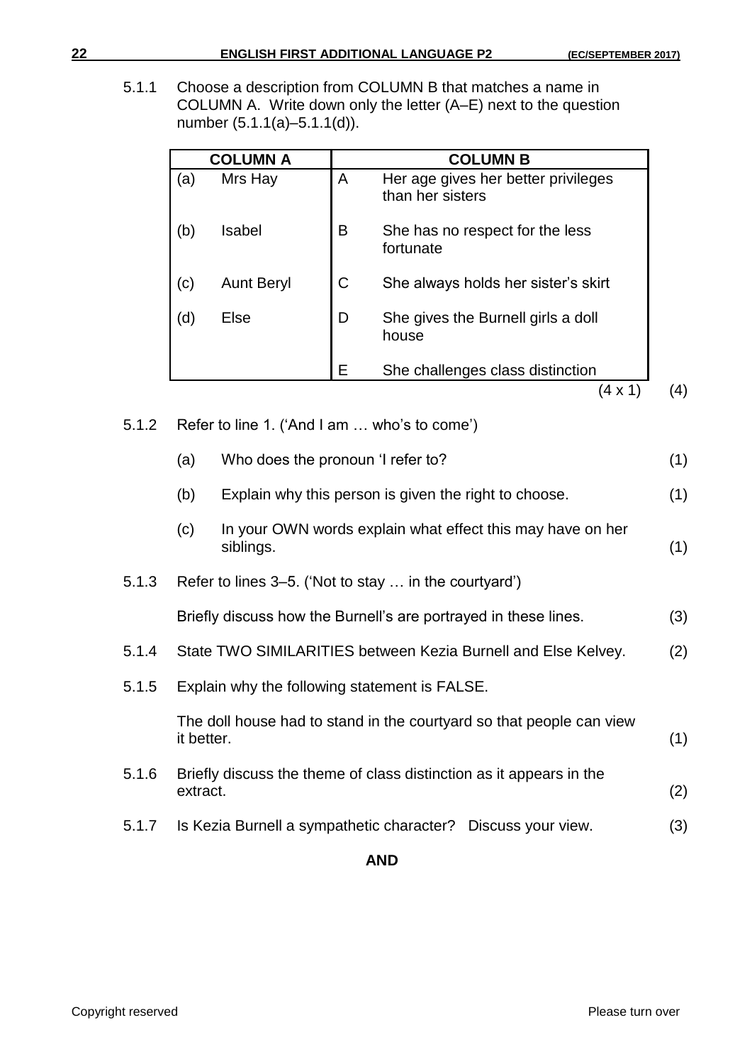5.1.1 Choose a description from COLUMN B that matches a name in COLUMN A. Write down only the letter (A–E) next to the question number (5.1.1(a)–5.1.1(d)).

| COLUMN A | | COLUMN B | |
|---|---|---|---|
| (a) | Mrs Hay | A | Her age gives her better privileges than her sisters |
| (b) | Isabel | B | She has no respect for the less fortunate |
| (c) | Aunt Beryl | C | She always holds her sister's skirt |
| (d) | Else | D | She gives the Burnell girls a doll house |
| | | E | She challenges class distinction |

(4 x 1) (4)

5.1.2 Refer to line 1. ('And I am … who's to come')

(a) Who does the pronoun 'I refer to? (1)

(b) Explain why this person is given the right to choose. (1)

(c) In your OWN words explain what effect this may have on her siblings. (1)

5.1.3 Refer to lines 3–5. ('Not to stay … in the courtyard')

Briefly discuss how the Burnell's are portrayed in these lines. (3)

5.1.4 State TWO SIMILARITIES between Kezia Burnell and Else Kelvey. (2)

5.1.5 Explain why the following statement is FALSE.

The doll house had to stand in the courtyard so that people can view it better. (1)

5.1.6 Briefly discuss the theme of class distinction as it appears in the extract. (2)

5.1.7 Is Kezia Burnell a sympathetic character? Discuss your view. (3)

**AND**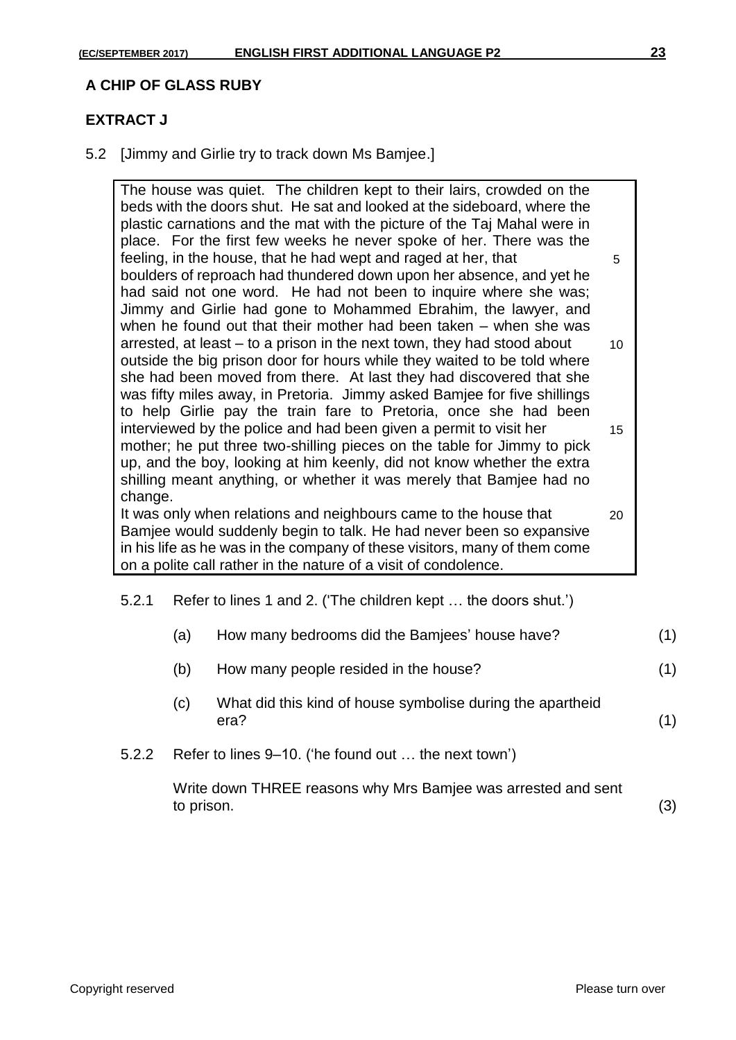## A CHIP OF GLASS RUBY

### EXTRACT J

5.2 [Jimmy and Girlie try to track down Ms Bamjee.]

> The house was quiet. The children kept to their lairs, crowded on the beds with the doors shut. He sat and looked at the sideboard, where the plastic carnations and the mat with the picture of the Taj Mahal were in place. For the first few weeks he never spoke of her. There was the feeling, in the house, that he had wept and raged at her, that boulders of reproach had thundered down upon her absence, and yet he had said not one word. He had not been to inquire where she was; Jimmy and Girlie had gone to Mohammed Ebrahim, the lawyer, and when he found out that their mother had been taken – when she was arrested, at least – to a prison in the next town, they had stood about outside the big prison door for hours while they waited to be told where she had been moved from there. At last they had discovered that she was fifty miles away, in Pretoria. Jimmy asked Bamjee for five shillings to help Girlie pay the train fare to Pretoria, once she had been interviewed by the police and had been given a permit to visit her mother; he put three two-shilling pieces on the table for Jimmy to pick up, and the boy, looking at him keenly, did not know whether the extra shilling meant anything, or whether it was merely that Bamjee had no change.
>
> It was only when relations and neighbours came to the house that Bamjee would suddenly begin to talk. He had never been so expansive in his life as he was in the company of these visitors, many of them come on a polite call rather in the nature of a visit of condolence.

5.2.1 Refer to lines 1 and 2. ('The children kept … the doors shut.')

(a) How many bedrooms did the Bamjees' house have? (1)

(b) How many people resided in the house? (1)

(c) What did this kind of house symbolise during the apartheid era? (1)

5.2.2 Refer to lines 9–10. ('he found out … the next town')

Write down THREE reasons why Mrs Bamjee was arrested and sent to prison. (3)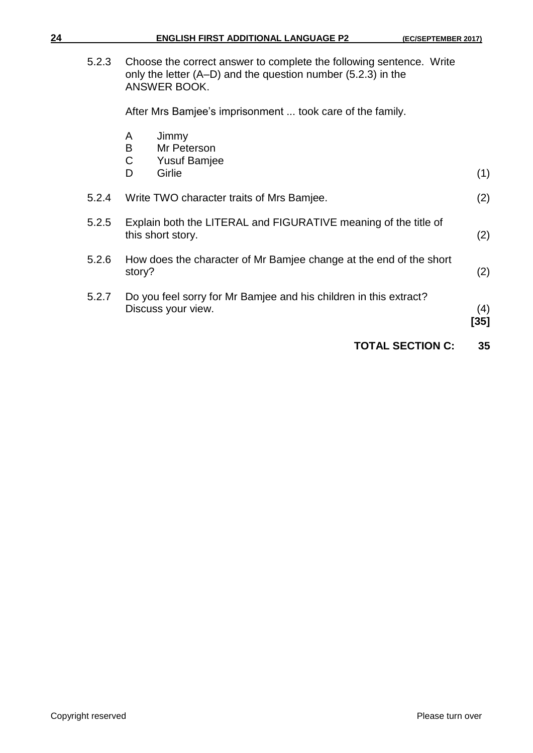5.2.3 Choose the correct answer to complete the following sentence. Write only the letter (A–D) and the question number (5.2.3) in the ANSWER BOOK.

After Mrs Bamjee's imprisonment ... took care of the family.

- A Jimmy
- B Mr Peterson
- C Yusuf Bamjee
- D Girlie

(1)

5.2.4 Write TWO character traits of Mrs Bamjee. (2)

5.2.5 Explain both the LITERAL and FIGURATIVE meaning of the title of this short story. (2)

5.2.6 How does the character of Mr Bamjee change at the end of the short story? (2)

5.2.7 Do you feel sorry for Mr Bamjee and his children in this extract? Discuss your view. (4)

**[35]**

**TOTAL SECTION C: 35**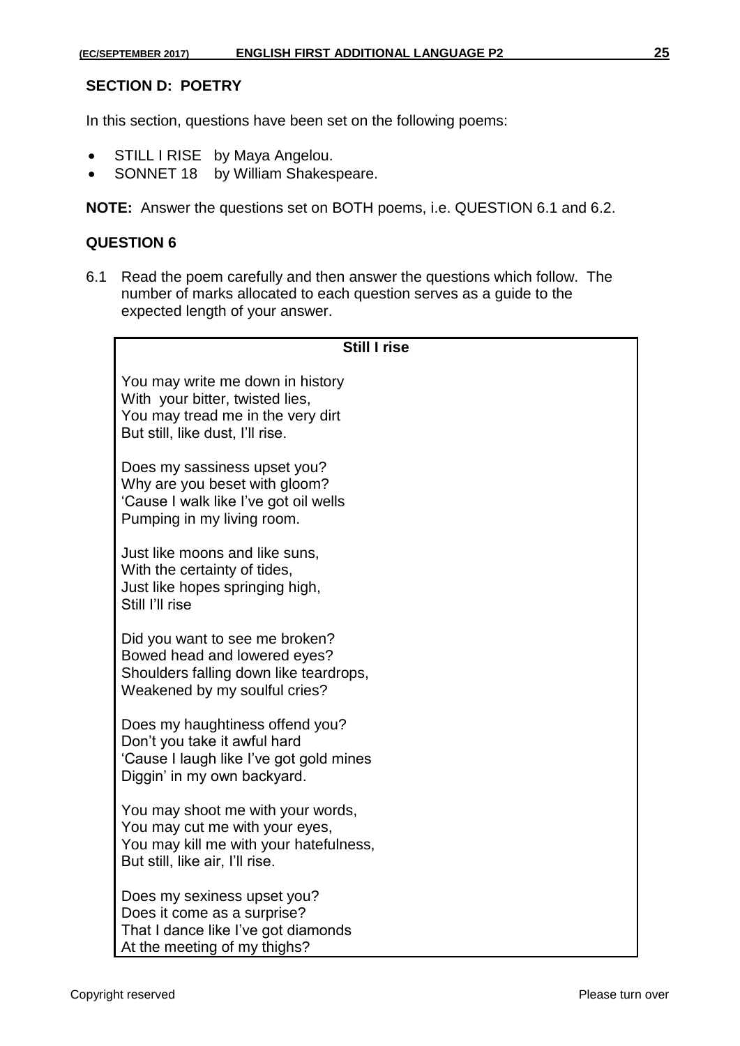## SECTION D: POETRY

In this section, questions have been set on the following poems:

- STILL I RISE by Maya Angelou.
- SONNET 18 by William Shakespeare.

**NOTE:** Answer the questions set on BOTH poems, i.e. QUESTION 6.1 and 6.2.

## QUESTION 6

6.1 Read the poem carefully and then answer the questions which follow. The number of marks allocated to each question serves as a guide to the expected length of your answer.

**Still I rise**

You may write me down in history  
With your bitter, twisted lies,  
You may tread me in the very dirt  
But still, like dust, I'll rise.

Does my sassiness upset you?  
Why are you beset with gloom?  
'Cause I walk like I've got oil wells  
Pumping in my living room.

Just like moons and like suns,  
With the certainty of tides,  
Just like hopes springing high,  
Still I'll rise

Did you want to see me broken?  
Bowed head and lowered eyes?  
Shoulders falling down like teardrops,  
Weakened by my soulful cries?

Does my haughtiness offend you?  
Don't you take it awful hard  
'Cause I laugh like I've got gold mines  
Diggin' in my own backyard.

You may shoot me with your words,  
You may cut me with your eyes,  
You may kill me with your hatefulness,  
But still, like air, I'll rise.

Does my sexiness upset you?  
Does it come as a surprise?  
That I dance like I've got diamonds  
At the meeting of my thighs?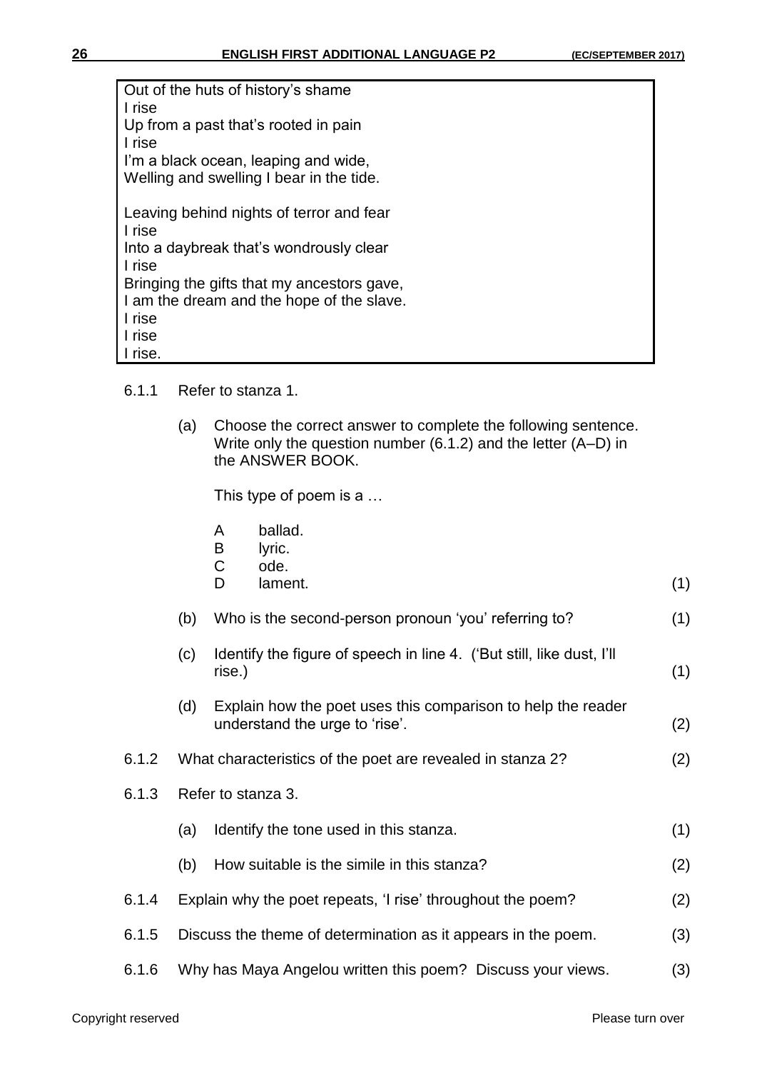Out of the huts of history's shame
I rise
Up from a past that's rooted in pain
I rise
I'm a black ocean, leaping and wide,
Welling and swelling I bear in the tide.

Leaving behind nights of terror and fear
I rise
Into a daybreak that's wondrously clear
I rise
Bringing the gifts that my ancestors gave,
I am the dream and the hope of the slave.
I rise
I rise
I rise.

6.1.1 Refer to stanza 1.

(a) Choose the correct answer to complete the following sentence. Write only the question number (6.1.2) and the letter (A–D) in the ANSWER BOOK.

This type of poem is a …

- A ballad.
- B lyric.
- C ode.
- D lament. (1)

(b) Who is the second-person pronoun 'you' referring to? (1)

(c) Identify the figure of speech in line 4. ('But still, like dust, I'll rise.) (1)

(d) Explain how the poet uses this comparison to help the reader understand the urge to 'rise'. (2)

6.1.2 What characteristics of the poet are revealed in stanza 2? (2)

6.1.3 Refer to stanza 3.

(a) Identify the tone used in this stanza. (1)

(b) How suitable is the simile in this stanza? (2)

6.1.4 Explain why the poet repeats, 'I rise' throughout the poem? (2)

6.1.5 Discuss the theme of determination as it appears in the poem. (3)

6.1.6 Why has Maya Angelou written this poem? Discuss your views. (3)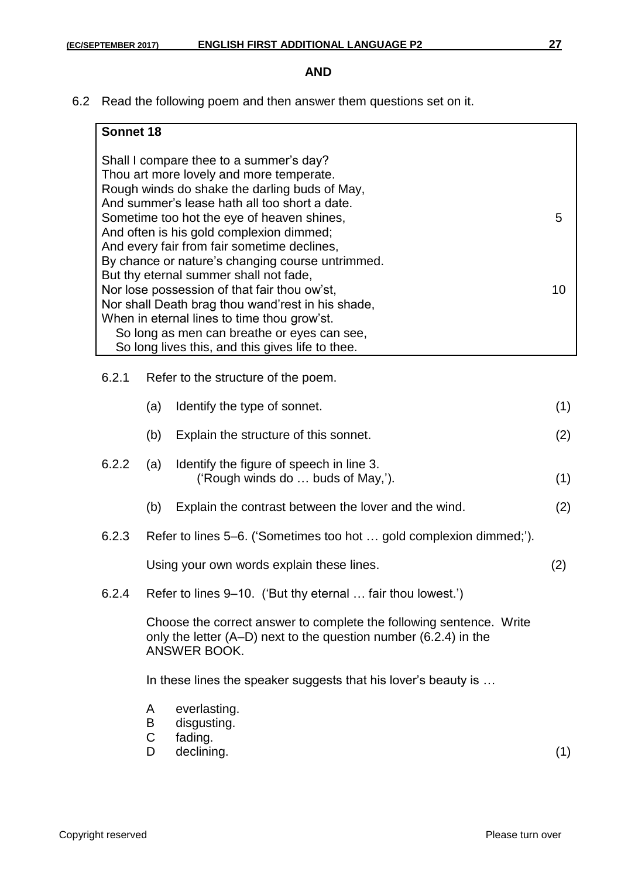**AND**

6.2 Read the following poem and then answer them questions set on it.

**Sonnet 18**

Shall I compare thee to a summer's day?
Thou art more lovely and more temperate.
Rough winds do shake the darling buds of May,
And summer's lease hath all too short a date.
Sometime too hot the eye of heaven shines, 5
And often is his gold complexion dimmed;
And every fair from fair sometime declines,
By chance or nature's changing course untrimmed.
But thy eternal summer shall not fade,
Nor lose possession of that fair thou ow'st, 10
Nor shall Death brag thou wand'rest in his shade,
When in eternal lines to time thou grow'st.
So long as men can breathe or eyes can see,
So long lives this, and this gives life to thee.

6.2.1 Refer to the structure of the poem.

(a) Identify the type of sonnet. (1)

(b) Explain the structure of this sonnet. (2)

6.2.2 (a) Identify the figure of speech in line 3. ('Rough winds do … buds of May,'). (1)

(b) Explain the contrast between the lover and the wind. (2)

6.2.3 Refer to lines 5–6. ('Sometimes too hot … gold complexion dimmed;').

Using your own words explain these lines. (2)

6.2.4 Refer to lines 9–10. ('But thy eternal … fair thou lowest.')

Choose the correct answer to complete the following sentence. Write only the letter (A–D) next to the question number (6.2.4) in the ANSWER BOOK.

In these lines the speaker suggests that his lover's beauty is …

A everlasting.
B disgusting.
C fading.
D declining. (1)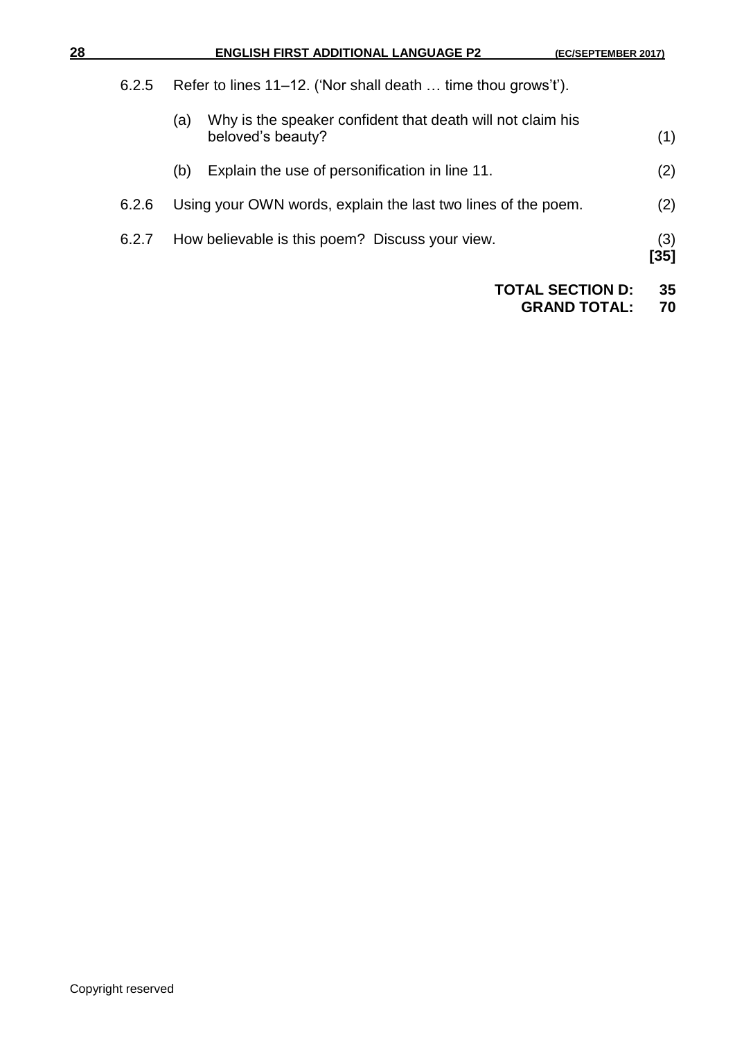6.2.5 Refer to lines 11–12. ('Nor shall death … time thou grows't').

(a) Why is the speaker confident that death will not claim his beloved's beauty? (1)

(b) Explain the use of personification in line 11. (2)

6.2.6 Using your OWN words, explain the last two lines of the poem. (2)

6.2.7 How believable is this poem? Discuss your view. (3)
**[35]**

**TOTAL SECTION D: 35**
**GRAND TOTAL: 70**

Copyright reserved